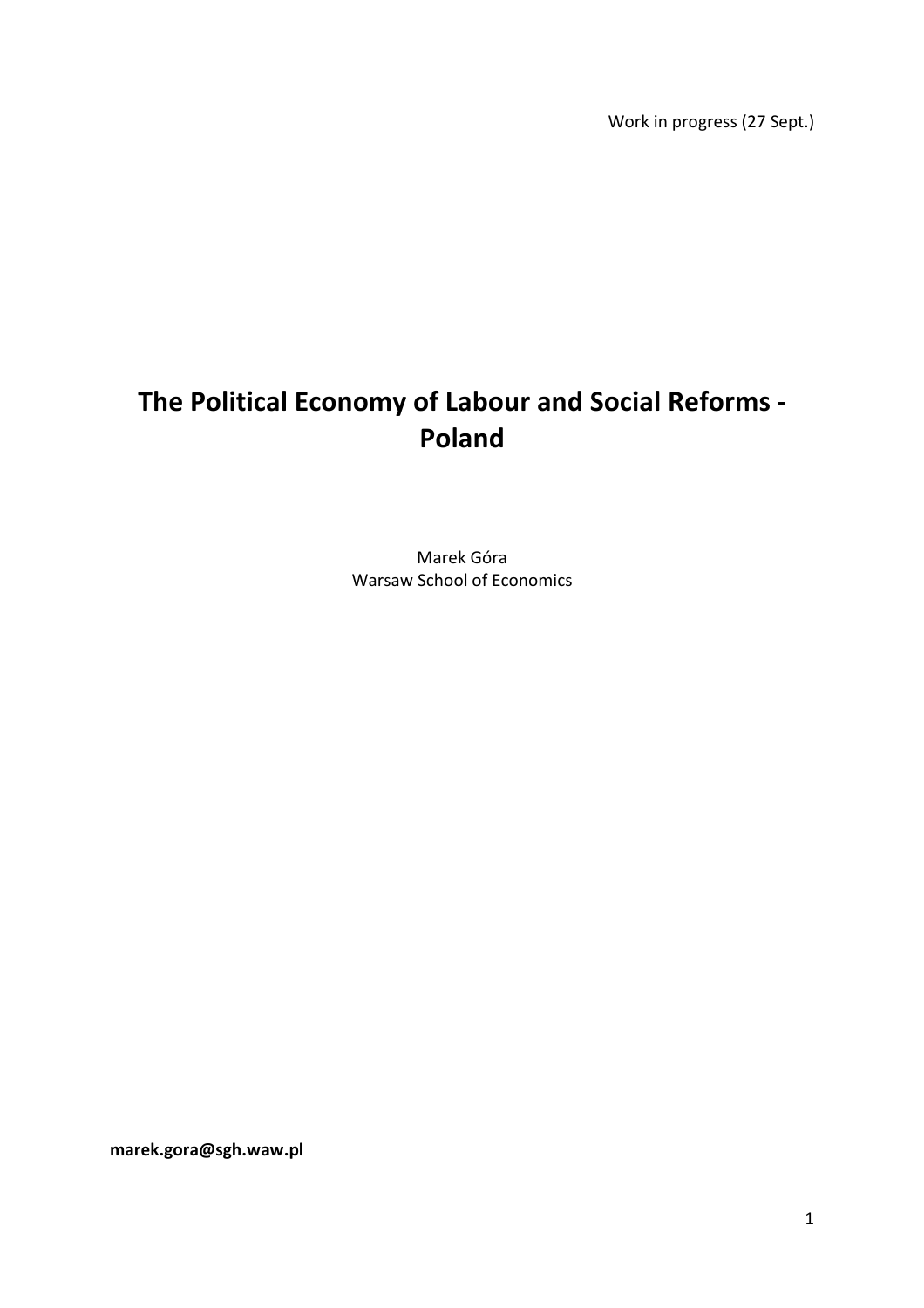Work in progress (27 Sept.)

# The Political Economy of Labour and Social Reforms - Poland

Marek Góra
Warsaw School of Economics

**marek.gora@sgh.waw.pl**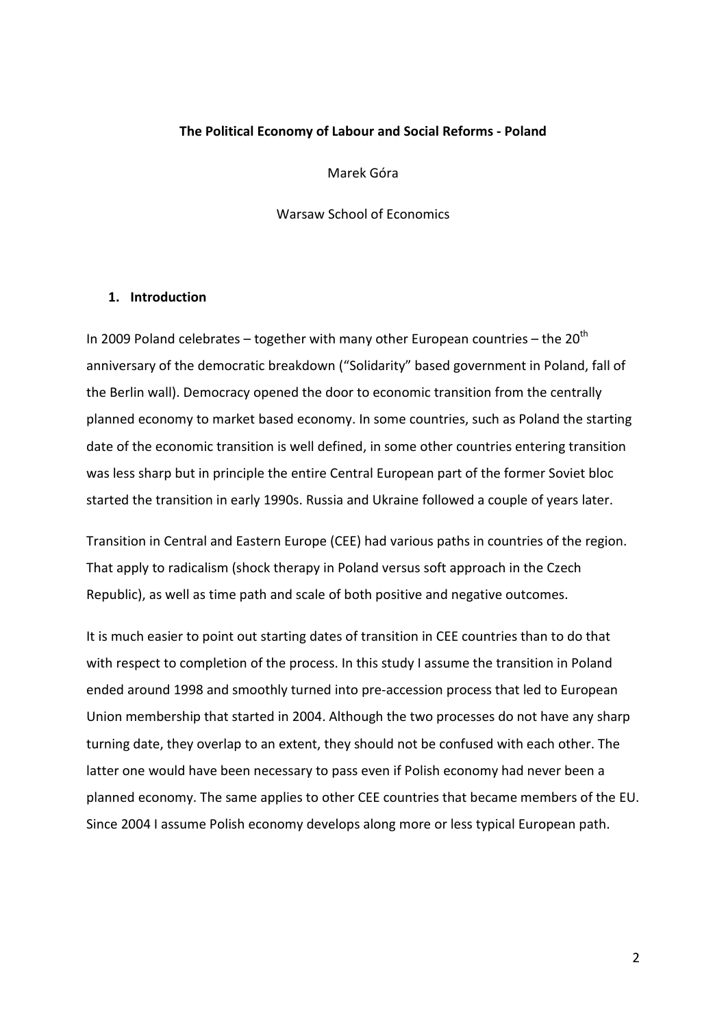**The Political Economy of Labour and Social Reforms - Poland**

Marek Góra

Warsaw School of Economics

## 1. Introduction

In 2009 Poland celebrates – together with many other European countries – the 20th anniversary of the democratic breakdown ("Solidarity" based government in Poland, fall of the Berlin wall). Democracy opened the door to economic transition from the centrally planned economy to market based economy. In some countries, such as Poland the starting date of the economic transition is well defined, in some other countries entering transition was less sharp but in principle the entire Central European part of the former Soviet bloc started the transition in early 1990s. Russia and Ukraine followed a couple of years later.

Transition in Central and Eastern Europe (CEE) had various paths in countries of the region. That apply to radicalism (shock therapy in Poland versus soft approach in the Czech Republic), as well as time path and scale of both positive and negative outcomes.

It is much easier to point out starting dates of transition in CEE countries than to do that with respect to completion of the process. In this study I assume the transition in Poland ended around 1998 and smoothly turned into pre-accession process that led to European Union membership that started in 2004. Although the two processes do not have any sharp turning date, they overlap to an extent, they should not be confused with each other. The latter one would have been necessary to pass even if Polish economy had never been a planned economy. The same applies to other CEE countries that became members of the EU. Since 2004 I assume Polish economy develops along more or less typical European path.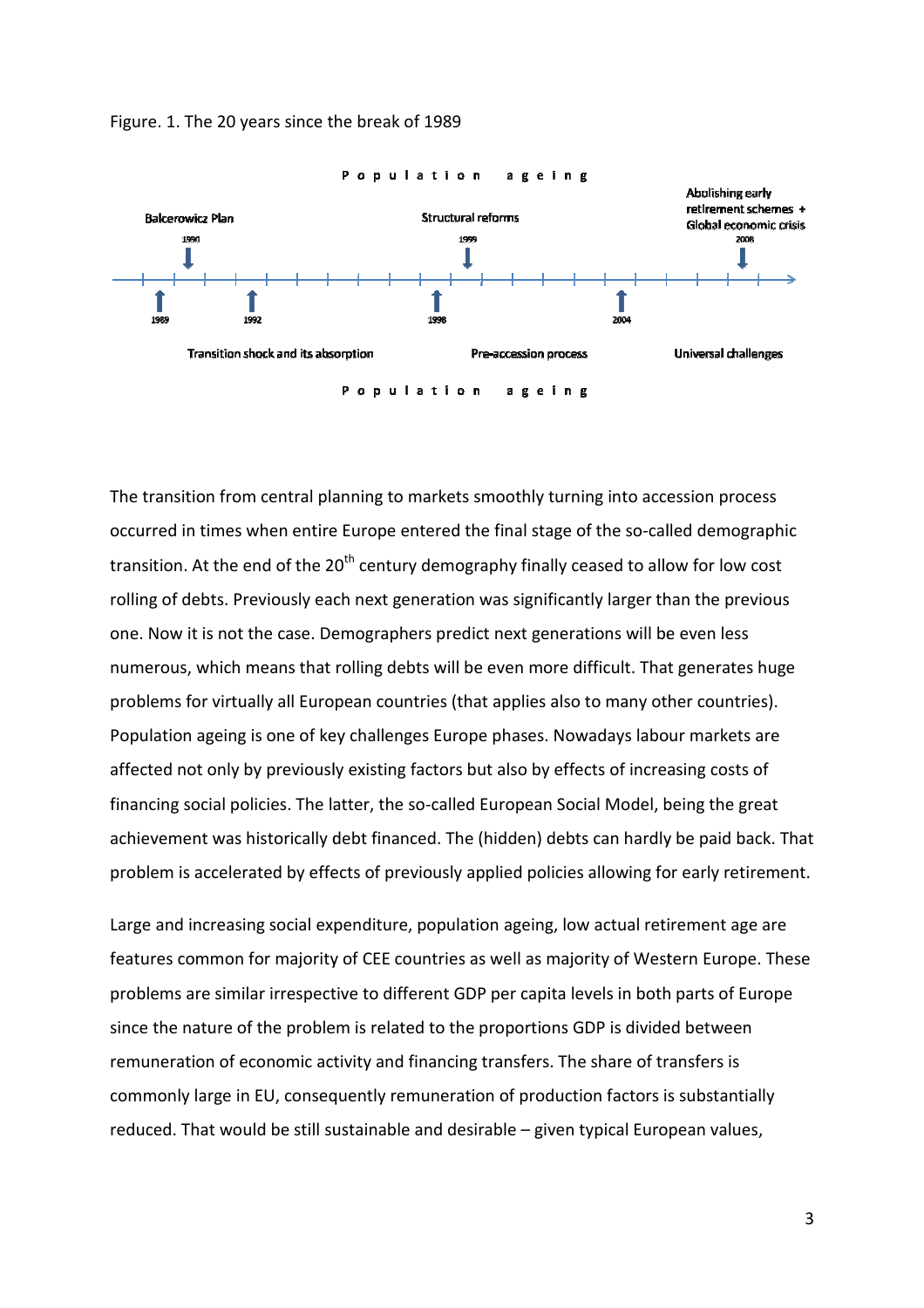Figure. 1. The 20 years since the break of 1989

P o p u l a t i o n   a g e i n g

Balcerowicz Plan 1990 | Structural reforms 1999 | Abolishing early retirement schemes + Global economic crisis 2008

1989 | 1992 | 1998 | 2004

Transition shock and its absorption | Pre-accession process | Universal challenges

P o p u l a t i o n   a g e i n g

The transition from central planning to markets smoothly turning into accession process occurred in times when entire Europe entered the final stage of the so-called demographic transition. At the end of the 20th century demography finally ceased to allow for low cost rolling of debts. Previously each next generation was significantly larger than the previous one. Now it is not the case. Demographers predict next generations will be even less numerous, which means that rolling debts will be even more difficult. That generates huge problems for virtually all European countries (that applies also to many other countries). Population ageing is one of key challenges Europe phases. Nowadays labour markets are affected not only by previously existing factors but also by effects of increasing costs of financing social policies. The latter, the so-called European Social Model, being the great achievement was historically debt financed. The (hidden) debts can hardly be paid back. That problem is accelerated by effects of previously applied policies allowing for early retirement.

Large and increasing social expenditure, population ageing, low actual retirement age are features common for majority of CEE countries as well as majority of Western Europe. These problems are similar irrespective to different GDP per capita levels in both parts of Europe since the nature of the problem is related to the proportions GDP is divided between remuneration of economic activity and financing transfers. The share of transfers is commonly large in EU, consequently remuneration of production factors is substantially reduced. That would be still sustainable and desirable – given typical European values,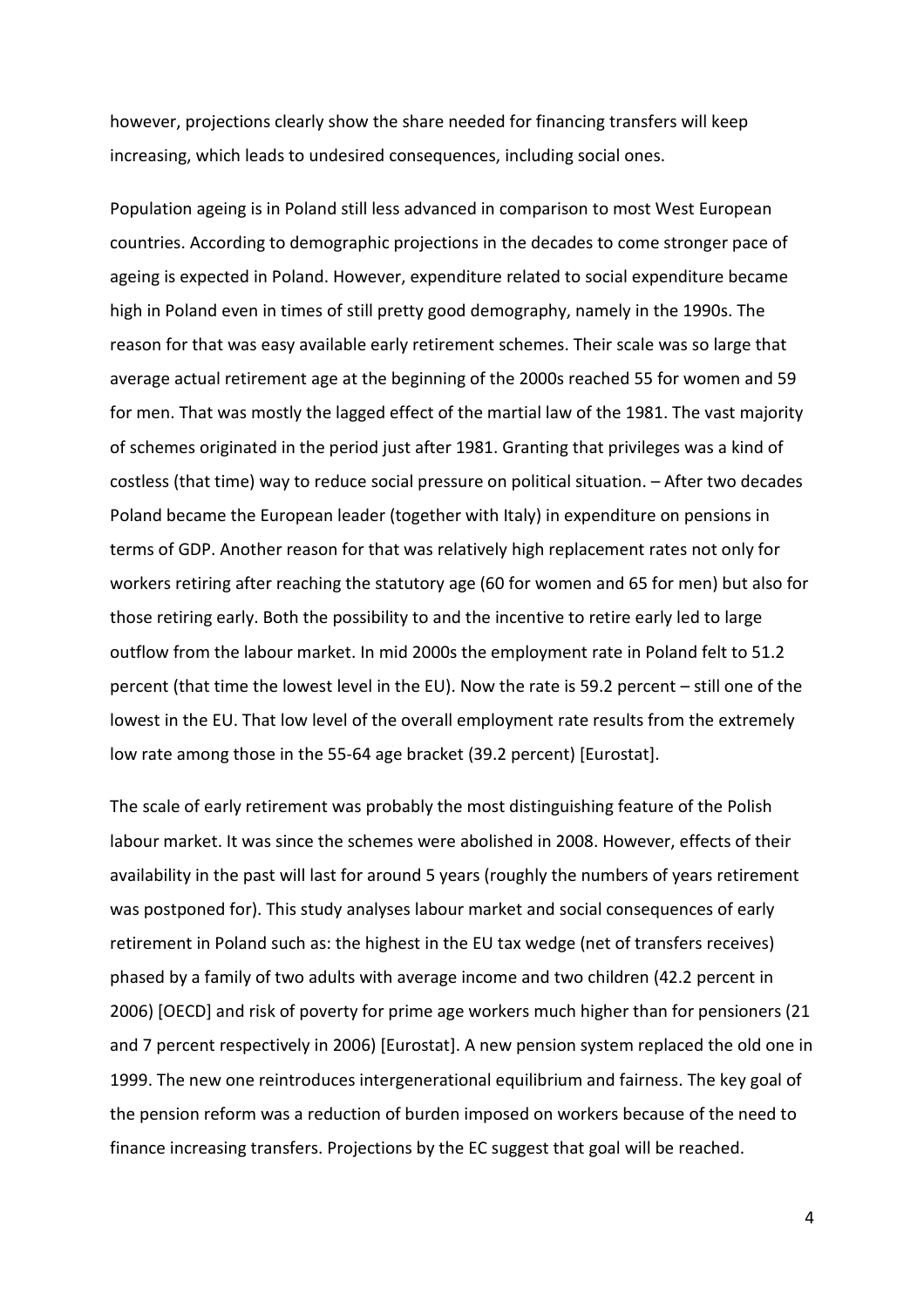however, projections clearly show the share needed for financing transfers will keep increasing, which leads to undesired consequences, including social ones.

Population ageing is in Poland still less advanced in comparison to most West European countries. According to demographic projections in the decades to come stronger pace of ageing is expected in Poland. However, expenditure related to social expenditure became high in Poland even in times of still pretty good demography, namely in the 1990s. The reason for that was easy available early retirement schemes. Their scale was so large that average actual retirement age at the beginning of the 2000s reached 55 for women and 59 for men. That was mostly the lagged effect of the martial law of the 1981. The vast majority of schemes originated in the period just after 1981. Granting that privileges was a kind of costless (that time) way to reduce social pressure on political situation. – After two decades Poland became the European leader (together with Italy) in expenditure on pensions in terms of GDP. Another reason for that was relatively high replacement rates not only for workers retiring after reaching the statutory age (60 for women and 65 for men) but also for those retiring early. Both the possibility to and the incentive to retire early led to large outflow from the labour market. In mid 2000s the employment rate in Poland felt to 51.2 percent (that time the lowest level in the EU). Now the rate is 59.2 percent – still one of the lowest in the EU. That low level of the overall employment rate results from the extremely low rate among those in the 55-64 age bracket (39.2 percent) [Eurostat].

The scale of early retirement was probably the most distinguishing feature of the Polish labour market. It was since the schemes were abolished in 2008. However, effects of their availability in the past will last for around 5 years (roughly the numbers of years retirement was postponed for). This study analyses labour market and social consequences of early retirement in Poland such as: the highest in the EU tax wedge (net of transfers receives) phased by a family of two adults with average income and two children (42.2 percent in 2006) [OECD] and risk of poverty for prime age workers much higher than for pensioners (21 and 7 percent respectively in 2006) [Eurostat]. A new pension system replaced the old one in 1999. The new one reintroduces intergenerational equilibrium and fairness. The key goal of the pension reform was a reduction of burden imposed on workers because of the need to finance increasing transfers. Projections by the EC suggest that goal will be reached.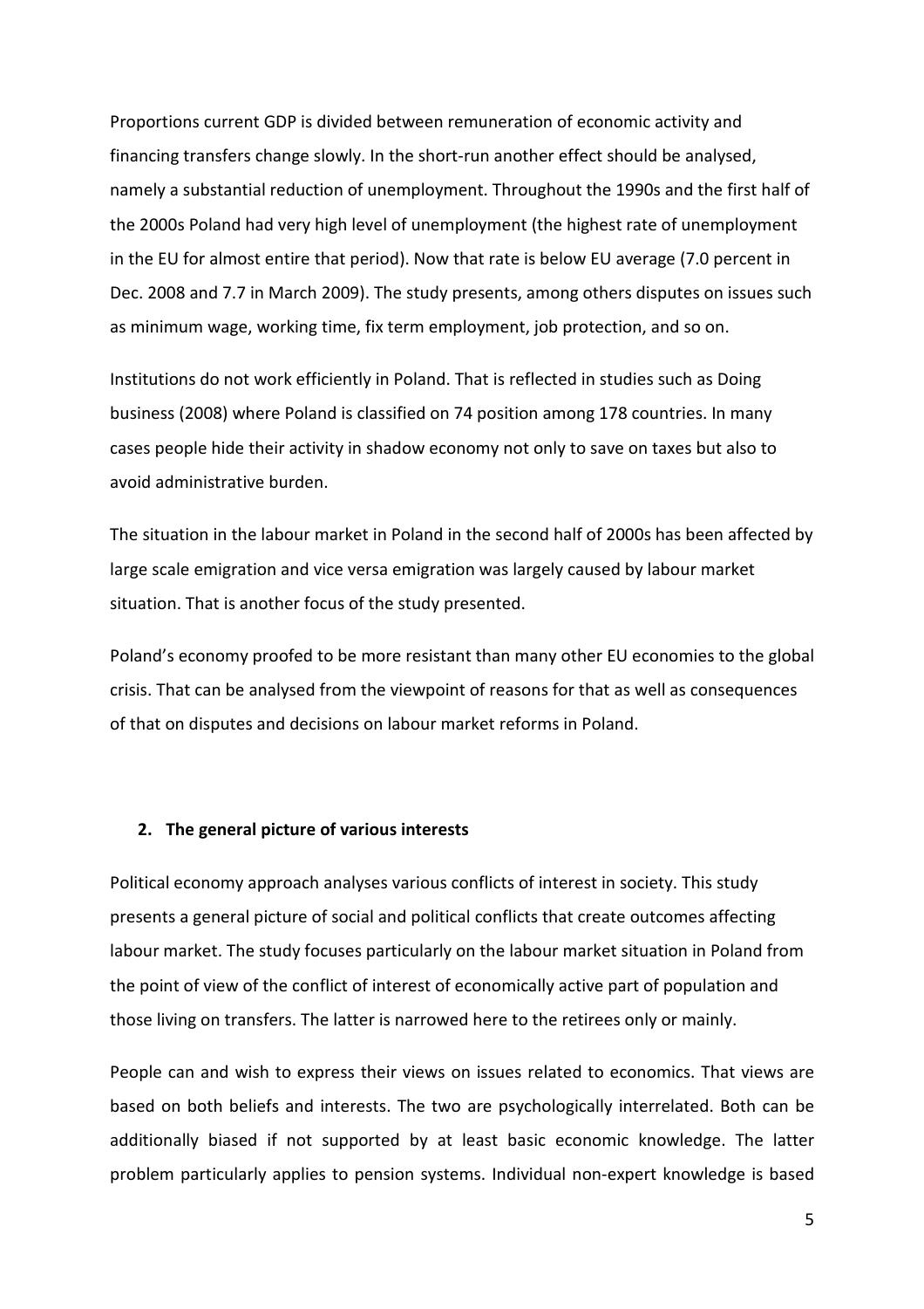Proportions current GDP is divided between remuneration of economic activity and financing transfers change slowly. In the short-run another effect should be analysed, namely a substantial reduction of unemployment. Throughout the 1990s and the first half of the 2000s Poland had very high level of unemployment (the highest rate of unemployment in the EU for almost entire that period). Now that rate is below EU average (7.0 percent in Dec. 2008 and 7.7 in March 2009). The study presents, among others disputes on issues such as minimum wage, working time, fix term employment, job protection, and so on.

Institutions do not work efficiently in Poland. That is reflected in studies such as Doing business (2008) where Poland is classified on 74 position among 178 countries. In many cases people hide their activity in shadow economy not only to save on taxes but also to avoid administrative burden.

The situation in the labour market in Poland in the second half of 2000s has been affected by large scale emigration and vice versa emigration was largely caused by labour market situation. That is another focus of the study presented.

Poland's economy proofed to be more resistant than many other EU economies to the global crisis. That can be analysed from the viewpoint of reasons for that as well as consequences of that on disputes and decisions on labour market reforms in Poland.

## 2. The general picture of various interests

Political economy approach analyses various conflicts of interest in society. This study presents a general picture of social and political conflicts that create outcomes affecting labour market. The study focuses particularly on the labour market situation in Poland from the point of view of the conflict of interest of economically active part of population and those living on transfers. The latter is narrowed here to the retirees only or mainly.

People can and wish to express their views on issues related to economics. That views are based on both beliefs and interests. The two are psychologically interrelated. Both can be additionally biased if not supported by at least basic economic knowledge. The latter problem particularly applies to pension systems. Individual non-expert knowledge is based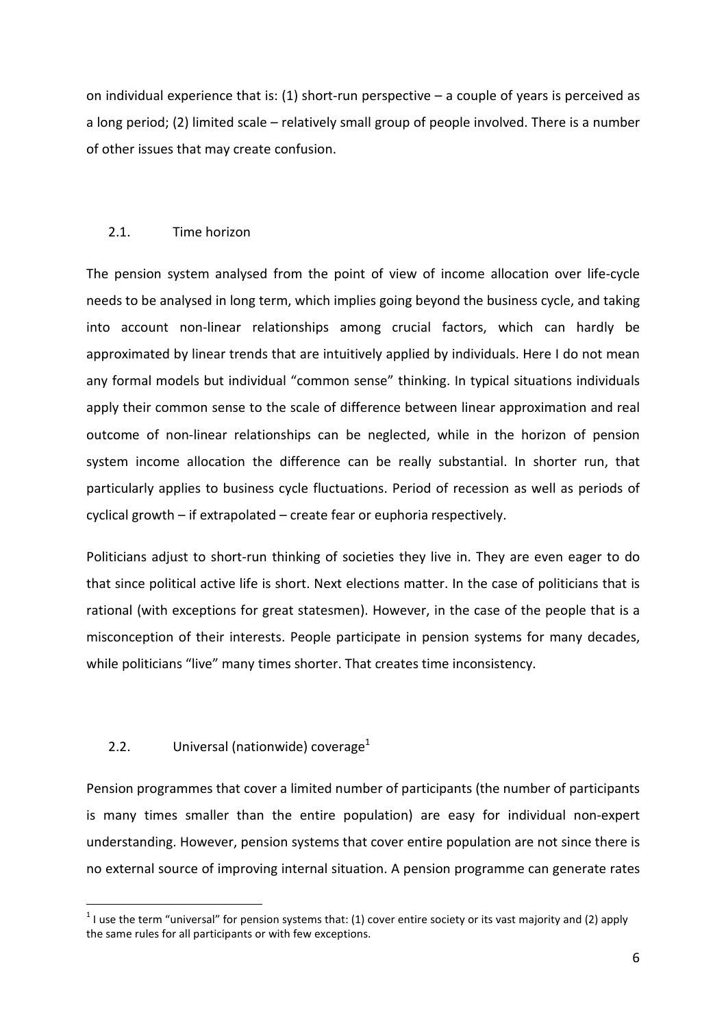on individual experience that is: (1) short-run perspective – a couple of years is perceived as a long period; (2) limited scale – relatively small group of people involved. There is a number of other issues that may create confusion.

### 2.1. Time horizon

The pension system analysed from the point of view of income allocation over life-cycle needs to be analysed in long term, which implies going beyond the business cycle, and taking into account non-linear relationships among crucial factors, which can hardly be approximated by linear trends that are intuitively applied by individuals. Here I do not mean any formal models but individual "common sense" thinking. In typical situations individuals apply their common sense to the scale of difference between linear approximation and real outcome of non-linear relationships can be neglected, while in the horizon of pension system income allocation the difference can be really substantial. In shorter run, that particularly applies to business cycle fluctuations. Period of recession as well as periods of cyclical growth – if extrapolated – create fear or euphoria respectively.

Politicians adjust to short-run thinking of societies they live in. They are even eager to do that since political active life is short. Next elections matter. In the case of politicians that is rational (with exceptions for great statesmen). However, in the case of the people that is a misconception of their interests. People participate in pension systems for many decades, while politicians "live" many times shorter. That creates time inconsistency.

### 2.2. Universal (nationwide) coverage[1]

Pension programmes that cover a limited number of participants (the number of participants is many times smaller than the entire population) are easy for individual non-expert understanding. However, pension systems that cover entire population are not since there is no external source of improving internal situation. A pension programme can generate rates

[1] I use the term "universal" for pension systems that: (1) cover entire society or its vast majority and (2) apply the same rules for all participants or with few exceptions.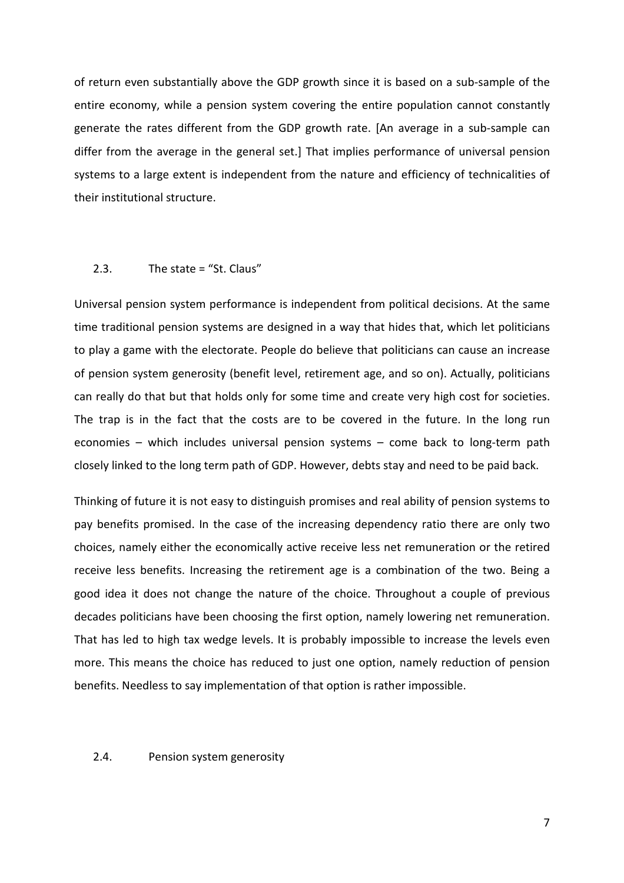of return even substantially above the GDP growth since it is based on a sub-sample of the entire economy, while a pension system covering the entire population cannot constantly generate the rates different from the GDP growth rate. [An average in a sub-sample can differ from the average in the general set.] That implies performance of universal pension systems to a large extent is independent from the nature and efficiency of technicalities of their institutional structure.

### 2.3. The state = "St. Claus"

Universal pension system performance is independent from political decisions. At the same time traditional pension systems are designed in a way that hides that, which let politicians to play a game with the electorate. People do believe that politicians can cause an increase of pension system generosity (benefit level, retirement age, and so on). Actually, politicians can really do that but that holds only for some time and create very high cost for societies. The trap is in the fact that the costs are to be covered in the future. In the long run economies – which includes universal pension systems – come back to long-term path closely linked to the long term path of GDP. However, debts stay and need to be paid back.

Thinking of future it is not easy to distinguish promises and real ability of pension systems to pay benefits promised. In the case of the increasing dependency ratio there are only two choices, namely either the economically active receive less net remuneration or the retired receive less benefits. Increasing the retirement age is a combination of the two. Being a good idea it does not change the nature of the choice. Throughout a couple of previous decades politicians have been choosing the first option, namely lowering net remuneration. That has led to high tax wedge levels. It is probably impossible to increase the levels even more. This means the choice has reduced to just one option, namely reduction of pension benefits. Needless to say implementation of that option is rather impossible.

### 2.4. Pension system generosity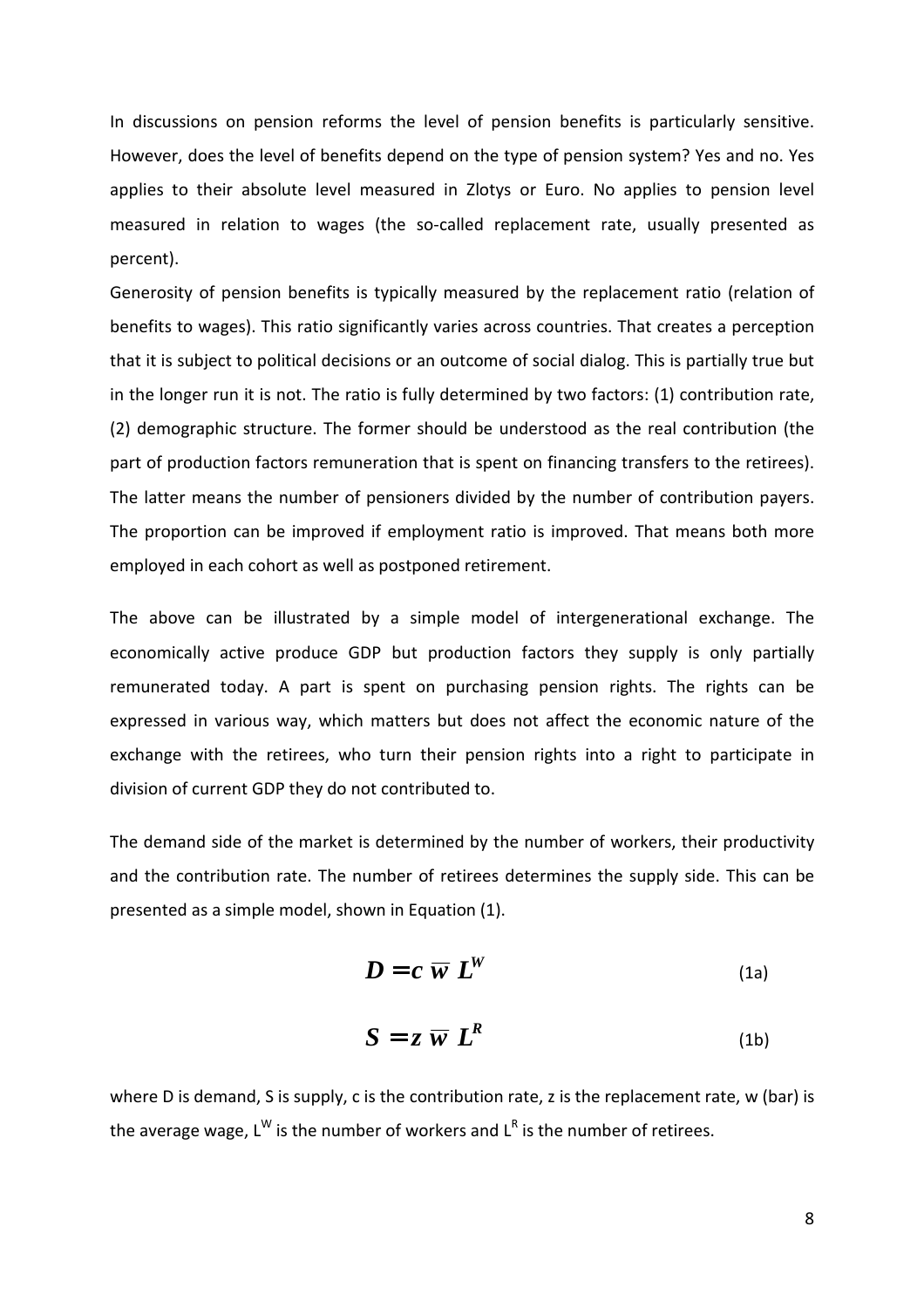In discussions on pension reforms the level of pension benefits is particularly sensitive. However, does the level of benefits depend on the type of pension system? Yes and no. Yes applies to their absolute level measured in Zlotys or Euro. No applies to pension level measured in relation to wages (the so-called replacement rate, usually presented as percent).

Generosity of pension benefits is typically measured by the replacement ratio (relation of benefits to wages). This ratio significantly varies across countries. That creates a perception that it is subject to political decisions or an outcome of social dialog. This is partially true but in the longer run it is not. The ratio is fully determined by two factors: (1) contribution rate, (2) demographic structure. The former should be understood as the real contribution (the part of production factors remuneration that is spent on financing transfers to the retirees). The latter means the number of pensioners divided by the number of contribution payers. The proportion can be improved if employment ratio is improved. That means both more employed in each cohort as well as postponed retirement.

The above can be illustrated by a simple model of intergenerational exchange. The economically active produce GDP but production factors they supply is only partially remunerated today. A part is spent on purchasing pension rights. The rights can be expressed in various way, which matters but does not affect the economic nature of the exchange with the retirees, who turn their pension rights into a right to participate in division of current GDP they do not contributed to.

The demand side of the market is determined by the number of workers, their productivity and the contribution rate. The number of retirees determines the supply side. This can be presented as a simple model, shown in Equation (1).

$$D = c \, \overline{w} \, L^W \tag{1a}$$

$$S = z \, \overline{w} \, L^R \tag{1b}$$

where D is demand, S is supply, c is the contribution rate, z is the replacement rate, w (bar) is the average wage, $L^W$ is the number of workers and $L^R$ is the number of retirees.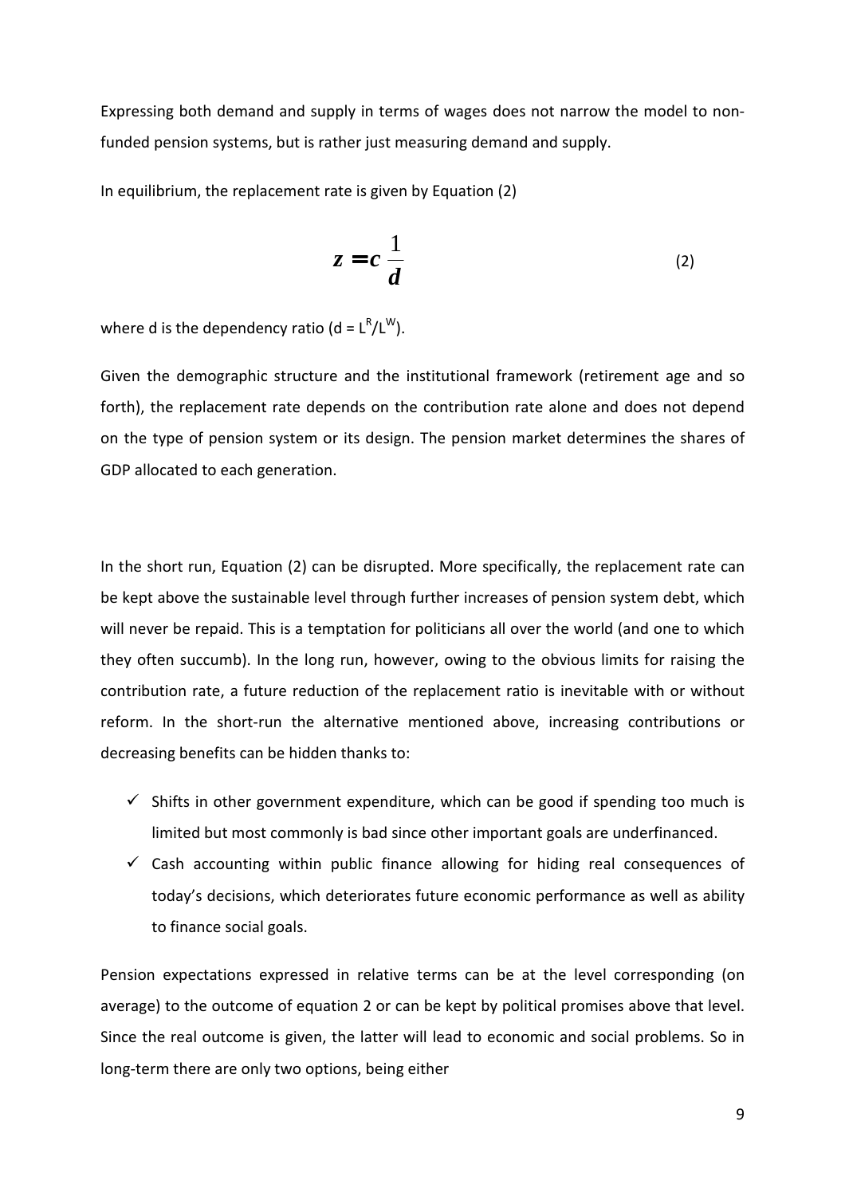Expressing both demand and supply in terms of wages does not narrow the model to non-funded pension systems, but is rather just measuring demand and supply.

In equilibrium, the replacement rate is given by Equation (2)

$$z = c\,\frac{1}{d} \tag{2}$$

where d is the dependency ratio ($d = L^R/L^W$).

Given the demographic structure and the institutional framework (retirement age and so forth), the replacement rate depends on the contribution rate alone and does not depend on the type of pension system or its design. The pension market determines the shares of GDP allocated to each generation.

In the short run, Equation (2) can be disrupted. More specifically, the replacement rate can be kept above the sustainable level through further increases of pension system debt, which will never be repaid. This is a temptation for politicians all over the world (and one to which they often succumb). In the long run, however, owing to the obvious limits for raising the contribution rate, a future reduction of the replacement ratio is inevitable with or without reform. In the short-run the alternative mentioned above, increasing contributions or decreasing benefits can be hidden thanks to:

- ✓ Shifts in other government expenditure, which can be good if spending too much is limited but most commonly is bad since other important goals are underfinanced.
- ✓ Cash accounting within public finance allowing for hiding real consequences of today's decisions, which deteriorates future economic performance as well as ability to finance social goals.

Pension expectations expressed in relative terms can be at the level corresponding (on average) to the outcome of equation 2 or can be kept by political promises above that level. Since the real outcome is given, the latter will lead to economic and social problems. So in long-term there are only two options, being either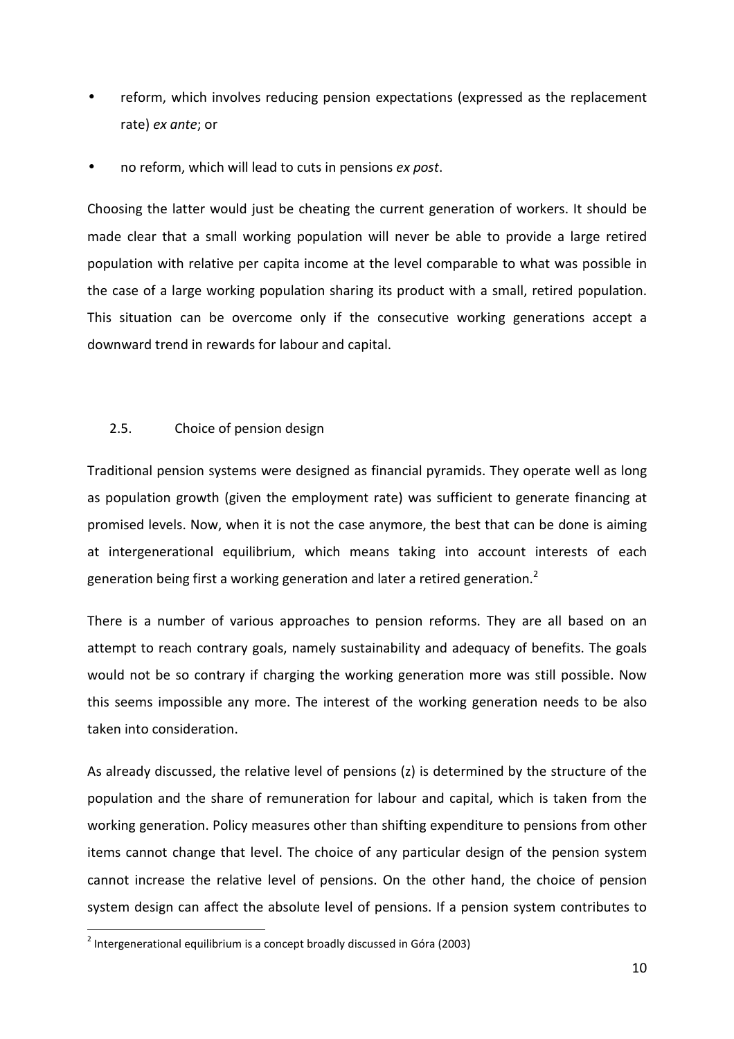- reform, which involves reducing pension expectations (expressed as the replacement rate) *ex ante*; or
- no reform, which will lead to cuts in pensions *ex post*.

Choosing the latter would just be cheating the current generation of workers. It should be made clear that a small working population will never be able to provide a large retired population with relative per capita income at the level comparable to what was possible in the case of a large working population sharing its product with a small, retired population. This situation can be overcome only if the consecutive working generations accept a downward trend in rewards for labour and capital.

### 2.5. Choice of pension design

Traditional pension systems were designed as financial pyramids. They operate well as long as population growth (given the employment rate) was sufficient to generate financing at promised levels. Now, when it is not the case anymore, the best that can be done is aiming at intergenerational equilibrium, which means taking into account interests of each generation being first a working generation and later a retired generation.[2]

There is a number of various approaches to pension reforms. They are all based on an attempt to reach contrary goals, namely sustainability and adequacy of benefits. The goals would not be so contrary if charging the working generation more was still possible. Now this seems impossible any more. The interest of the working generation needs to be also taken into consideration.

As already discussed, the relative level of pensions ($z$) is determined by the structure of the population and the share of remuneration for labour and capital, which is taken from the working generation. Policy measures other than shifting expenditure to pensions from other items cannot change that level. The choice of any particular design of the pension system cannot increase the relative level of pensions. On the other hand, the choice of pension system design can affect the absolute level of pensions. If a pension system contributes to

[2] Intergenerational equilibrium is a concept broadly discussed in Góra (2003)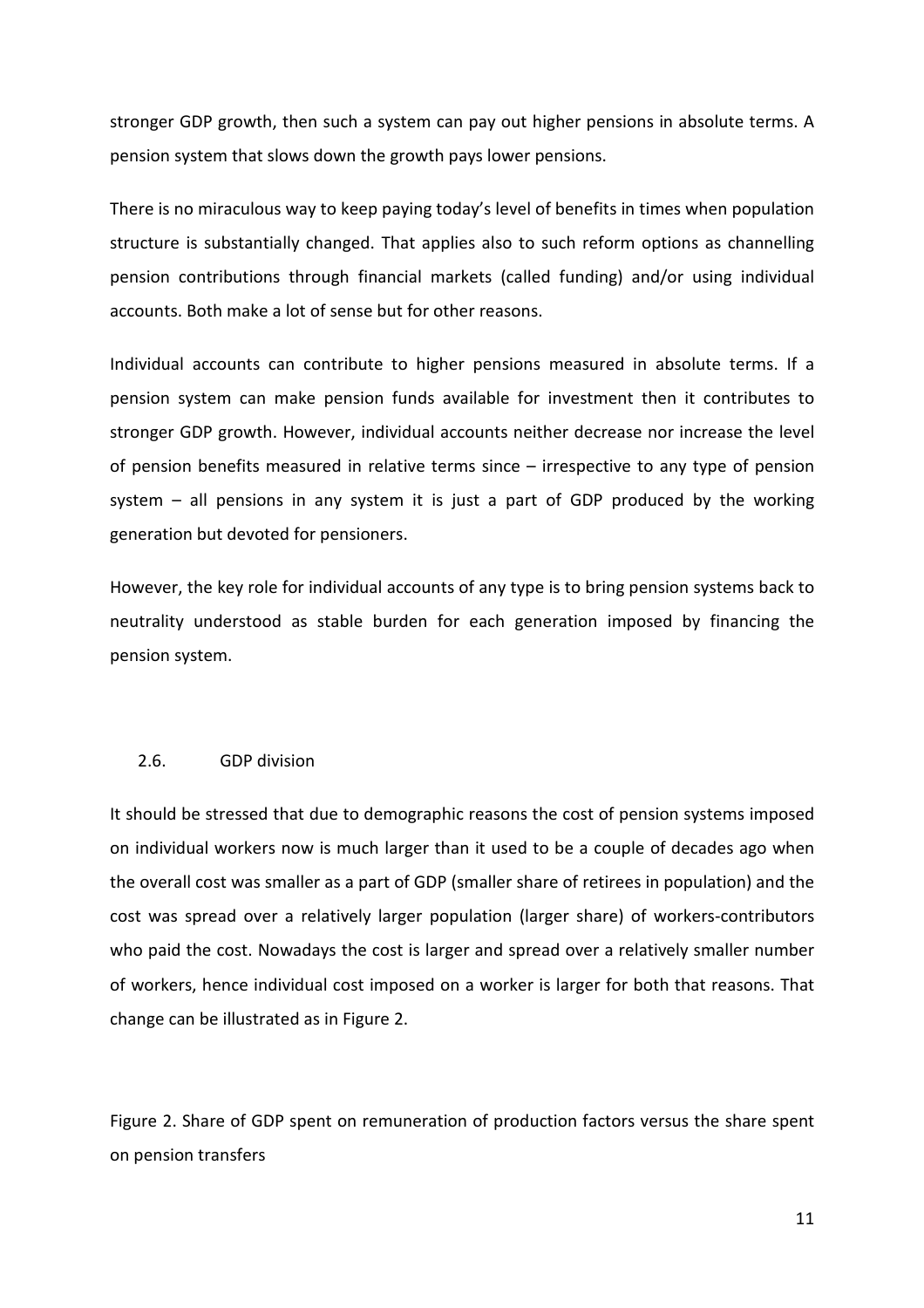stronger GDP growth, then such a system can pay out higher pensions in absolute terms. A pension system that slows down the growth pays lower pensions.

There is no miraculous way to keep paying today's level of benefits in times when population structure is substantially changed. That applies also to such reform options as channelling pension contributions through financial markets (called funding) and/or using individual accounts. Both make a lot of sense but for other reasons.

Individual accounts can contribute to higher pensions measured in absolute terms. If a pension system can make pension funds available for investment then it contributes to stronger GDP growth. However, individual accounts neither decrease nor increase the level of pension benefits measured in relative terms since – irrespective to any type of pension system – all pensions in any system it is just a part of GDP produced by the working generation but devoted for pensioners.

However, the key role for individual accounts of any type is to bring pension systems back to neutrality understood as stable burden for each generation imposed by financing the pension system.

### 2.6. GDP division

It should be stressed that due to demographic reasons the cost of pension systems imposed on individual workers now is much larger than it used to be a couple of decades ago when the overall cost was smaller as a part of GDP (smaller share of retirees in population) and the cost was spread over a relatively larger population (larger share) of workers-contributors who paid the cost. Nowadays the cost is larger and spread over a relatively smaller number of workers, hence individual cost imposed on a worker is larger for both that reasons. That change can be illustrated as in Figure 2.

Figure 2. Share of GDP spent on remuneration of production factors versus the share spent on pension transfers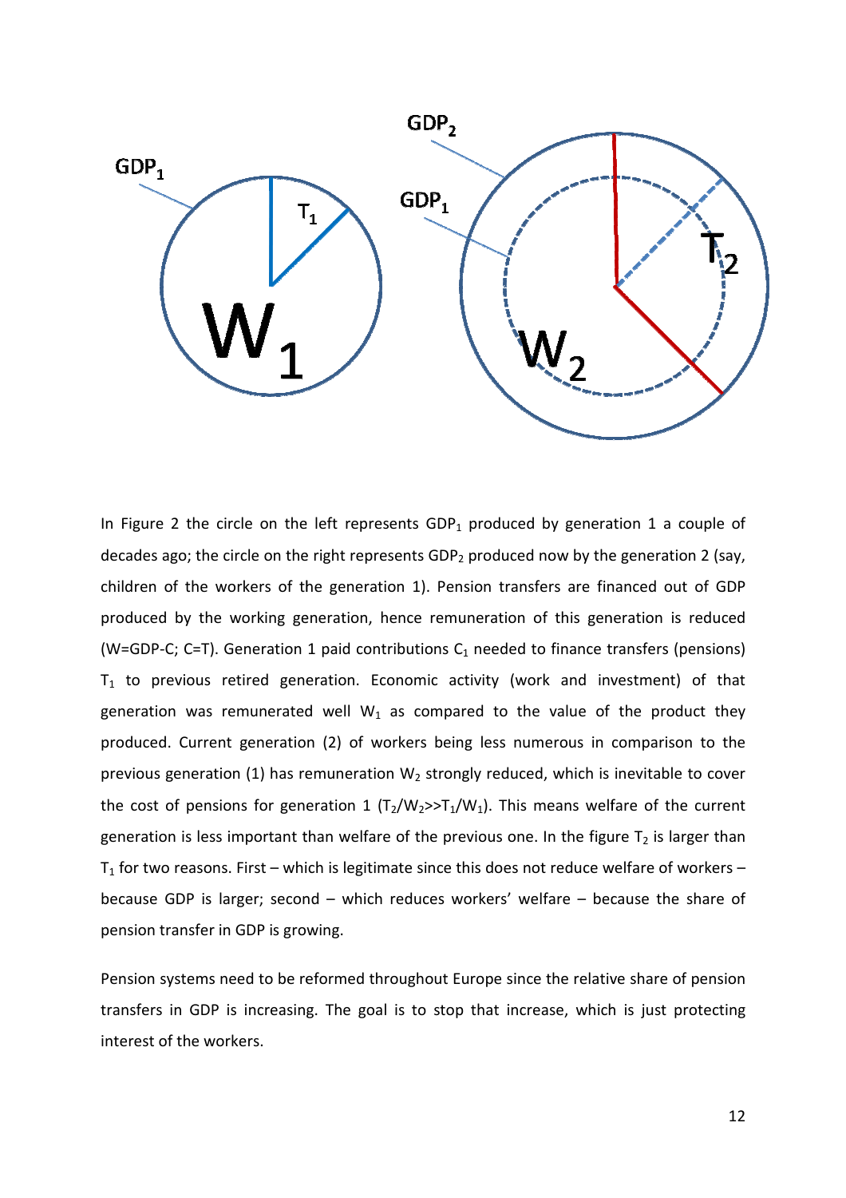In Figure 2 the circle on the left represents $GDP_1$ produced by generation 1 a couple of decades ago; the circle on the right represents $GDP_2$ produced now by the generation 2 (say, children of the workers of the generation 1). Pension transfers are financed out of GDP produced by the working generation, hence remuneration of this generation is reduced ($W=GDP-C$; $C=T$). Generation 1 paid contributions $C_1$ needed to finance transfers (pensions) $T_1$ to previous retired generation. Economic activity (work and investment) of that generation was remunerated well $W_1$ as compared to the value of the product they produced. Current generation (2) of workers being less numerous in comparison to the previous generation (1) has remuneration $W_2$ strongly reduced, which is inevitable to cover the cost of pensions for generation 1 ($T_2/W_2 >> T_1/W_1$). This means welfare of the current generation is less important than welfare of the previous one. In the figure $T_2$ is larger than $T_1$ for two reasons. First – which is legitimate since this does not reduce welfare of workers – because GDP is larger; second – which reduces workers' welfare – because the share of pension transfer in GDP is growing.

Pension systems need to be reformed throughout Europe since the relative share of pension transfers in GDP is increasing. The goal is to stop that increase, which is just protecting interest of the workers.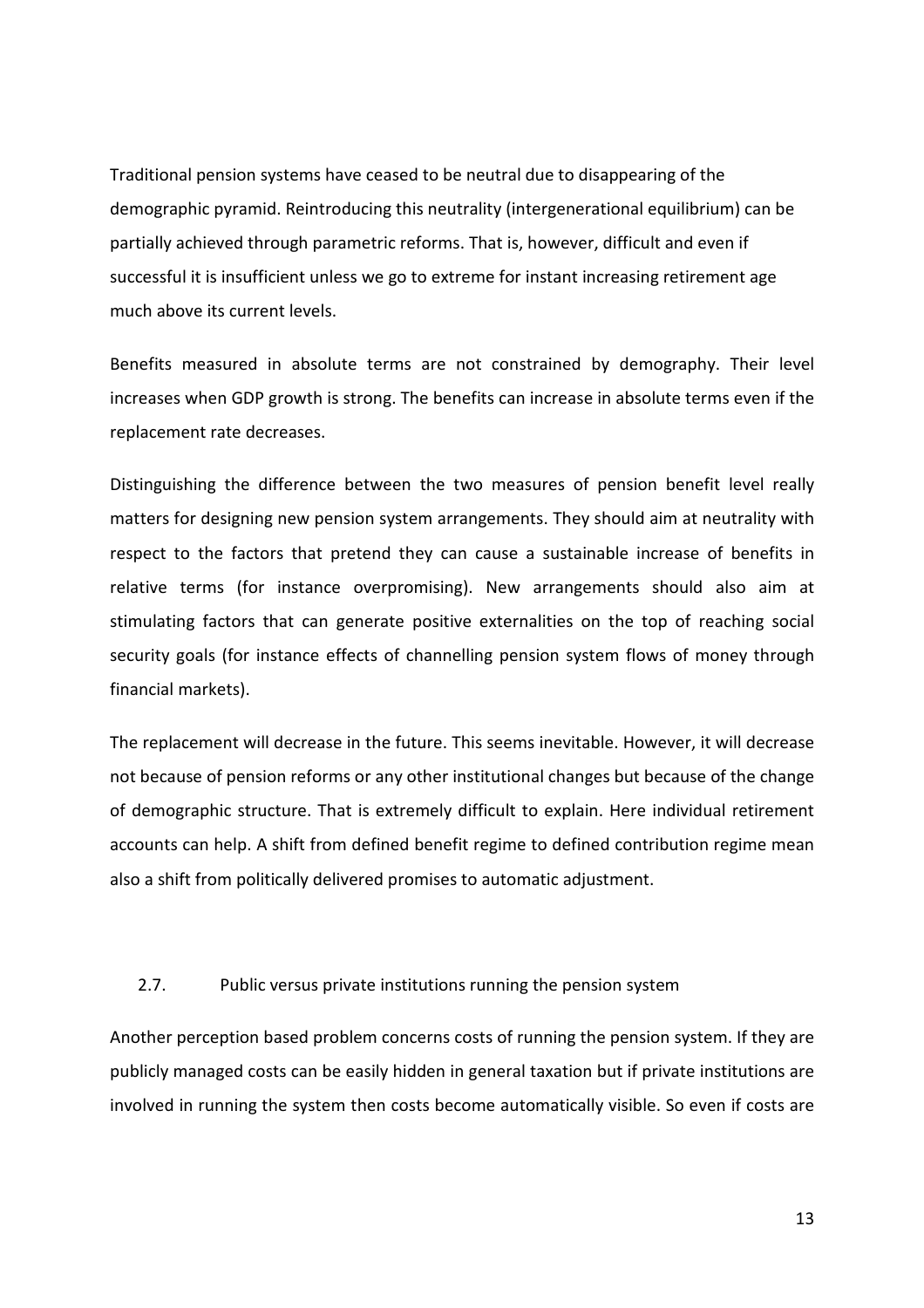Traditional pension systems have ceased to be neutral due to disappearing of the demographic pyramid. Reintroducing this neutrality (intergenerational equilibrium) can be partially achieved through parametric reforms. That is, however, difficult and even if successful it is insufficient unless we go to extreme for instant increasing retirement age much above its current levels.

Benefits measured in absolute terms are not constrained by demography. Their level increases when GDP growth is strong. The benefits can increase in absolute terms even if the replacement rate decreases.

Distinguishing the difference between the two measures of pension benefit level really matters for designing new pension system arrangements. They should aim at neutrality with respect to the factors that pretend they can cause a sustainable increase of benefits in relative terms (for instance overpromising). New arrangements should also aim at stimulating factors that can generate positive externalities on the top of reaching social security goals (for instance effects of channelling pension system flows of money through financial markets).

The replacement will decrease in the future. This seems inevitable. However, it will decrease not because of pension reforms or any other institutional changes but because of the change of demographic structure. That is extremely difficult to explain. Here individual retirement accounts can help. A shift from defined benefit regime to defined contribution regime mean also a shift from politically delivered promises to automatic adjustment.

### 2.7. Public versus private institutions running the pension system

Another perception based problem concerns costs of running the pension system. If they are publicly managed costs can be easily hidden in general taxation but if private institutions are involved in running the system then costs become automatically visible. So even if costs are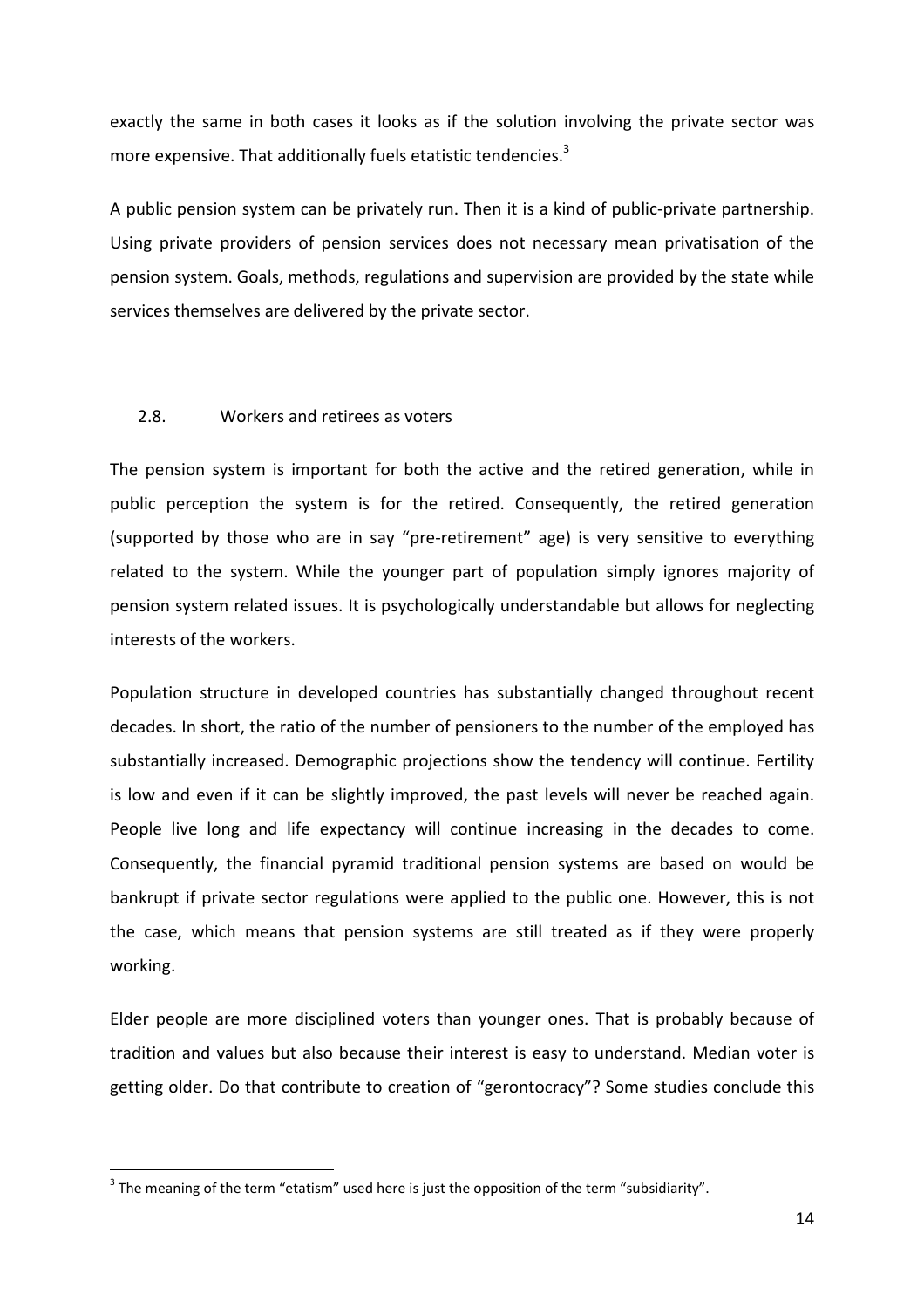exactly the same in both cases it looks as if the solution involving the private sector was more expensive. That additionally fuels etatistic tendencies.[3]

A public pension system can be privately run. Then it is a kind of public-private partnership. Using private providers of pension services does not necessary mean privatisation of the pension system. Goals, methods, regulations and supervision are provided by the state while services themselves are delivered by the private sector.

## 2.8. Workers and retirees as voters

The pension system is important for both the active and the retired generation, while in public perception the system is for the retired. Consequently, the retired generation (supported by those who are in say "pre-retirement" age) is very sensitive to everything related to the system. While the younger part of population simply ignores majority of pension system related issues. It is psychologically understandable but allows for neglecting interests of the workers.

Population structure in developed countries has substantially changed throughout recent decades. In short, the ratio of the number of pensioners to the number of the employed has substantially increased. Demographic projections show the tendency will continue. Fertility is low and even if it can be slightly improved, the past levels will never be reached again. People live long and life expectancy will continue increasing in the decades to come. Consequently, the financial pyramid traditional pension systems are based on would be bankrupt if private sector regulations were applied to the public one. However, this is not the case, which means that pension systems are still treated as if they were properly working.

Elder people are more disciplined voters than younger ones. That is probably because of tradition and values but also because their interest is easy to understand. Median voter is getting older. Do that contribute to creation of "gerontocracy"? Some studies conclude this

---

[3] The meaning of the term "etatism" used here is just the opposition of the term "subsidiarity".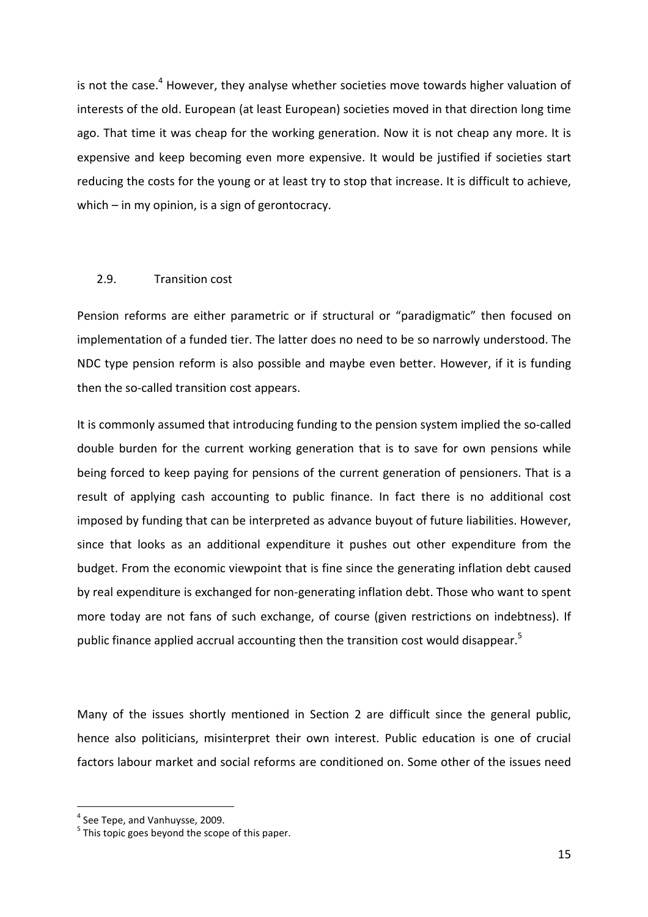is not the case.[4] However, they analyse whether societies move towards higher valuation of interests of the old. European (at least European) societies moved in that direction long time ago. That time it was cheap for the working generation. Now it is not cheap any more. It is expensive and keep becoming even more expensive. It would be justified if societies start reducing the costs for the young or at least try to stop that increase. It is difficult to achieve, which – in my opinion, is a sign of gerontocracy.

### 2.9. Transition cost

Pension reforms are either parametric or if structural or "paradigmatic" then focused on implementation of a funded tier. The latter does no need to be so narrowly understood. The NDC type pension reform is also possible and maybe even better. However, if it is funding then the so-called transition cost appears.

It is commonly assumed that introducing funding to the pension system implied the so-called double burden for the current working generation that is to save for own pensions while being forced to keep paying for pensions of the current generation of pensioners. That is a result of applying cash accounting to public finance. In fact there is no additional cost imposed by funding that can be interpreted as advance buyout of future liabilities. However, since that looks as an additional expenditure it pushes out other expenditure from the budget. From the economic viewpoint that is fine since the generating inflation debt caused by real expenditure is exchanged for non-generating inflation debt. Those who want to spent more today are not fans of such exchange, of course (given restrictions on indebtness). If public finance applied accrual accounting then the transition cost would disappear.[5]

Many of the issues shortly mentioned in Section 2 are difficult since the general public, hence also politicians, misinterpret their own interest. Public education is one of crucial factors labour market and social reforms are conditioned on. Some other of the issues need

---

[4] See Tepe, and Vanhuysse, 2009.

[5] This topic goes beyond the scope of this paper.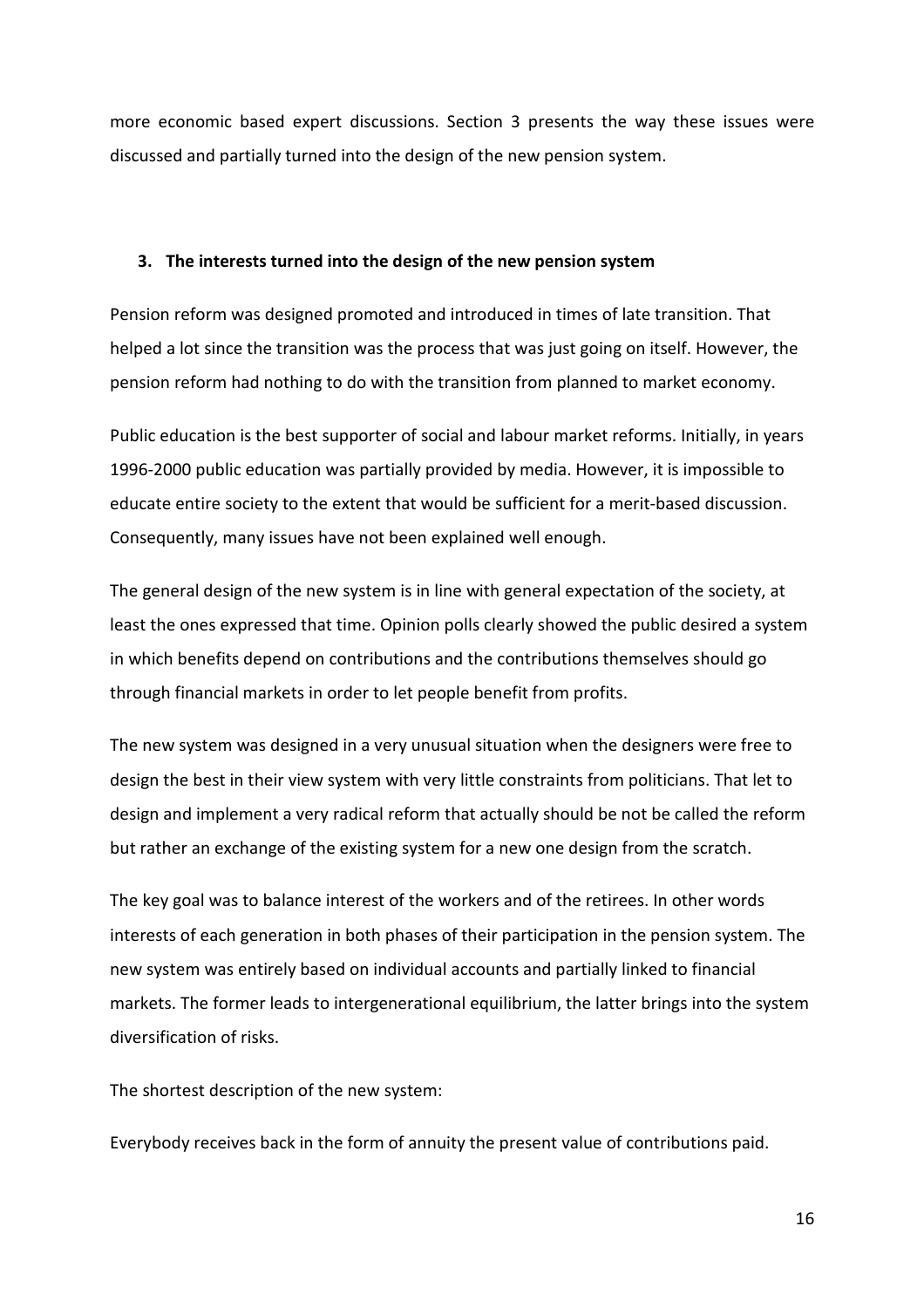more economic based expert discussions. Section 3 presents the way these issues were discussed and partially turned into the design of the new pension system.

## 3. The interests turned into the design of the new pension system

Pension reform was designed promoted and introduced in times of late transition. That helped a lot since the transition was the process that was just going on itself. However, the pension reform had nothing to do with the transition from planned to market economy.

Public education is the best supporter of social and labour market reforms. Initially, in years 1996-2000 public education was partially provided by media. However, it is impossible to educate entire society to the extent that would be sufficient for a merit-based discussion. Consequently, many issues have not been explained well enough.

The general design of the new system is in line with general expectation of the society, at least the ones expressed that time. Opinion polls clearly showed the public desired a system in which benefits depend on contributions and the contributions themselves should go through financial markets in order to let people benefit from profits.

The new system was designed in a very unusual situation when the designers were free to design the best in their view system with very little constraints from politicians. That let to design and implement a very radical reform that actually should be not be called the reform but rather an exchange of the existing system for a new one design from the scratch.

The key goal was to balance interest of the workers and of the retirees. In other words interests of each generation in both phases of their participation in the pension system. The new system was entirely based on individual accounts and partially linked to financial markets. The former leads to intergenerational equilibrium, the latter brings into the system diversification of risks.

The shortest description of the new system:

Everybody receives back in the form of annuity the present value of contributions paid.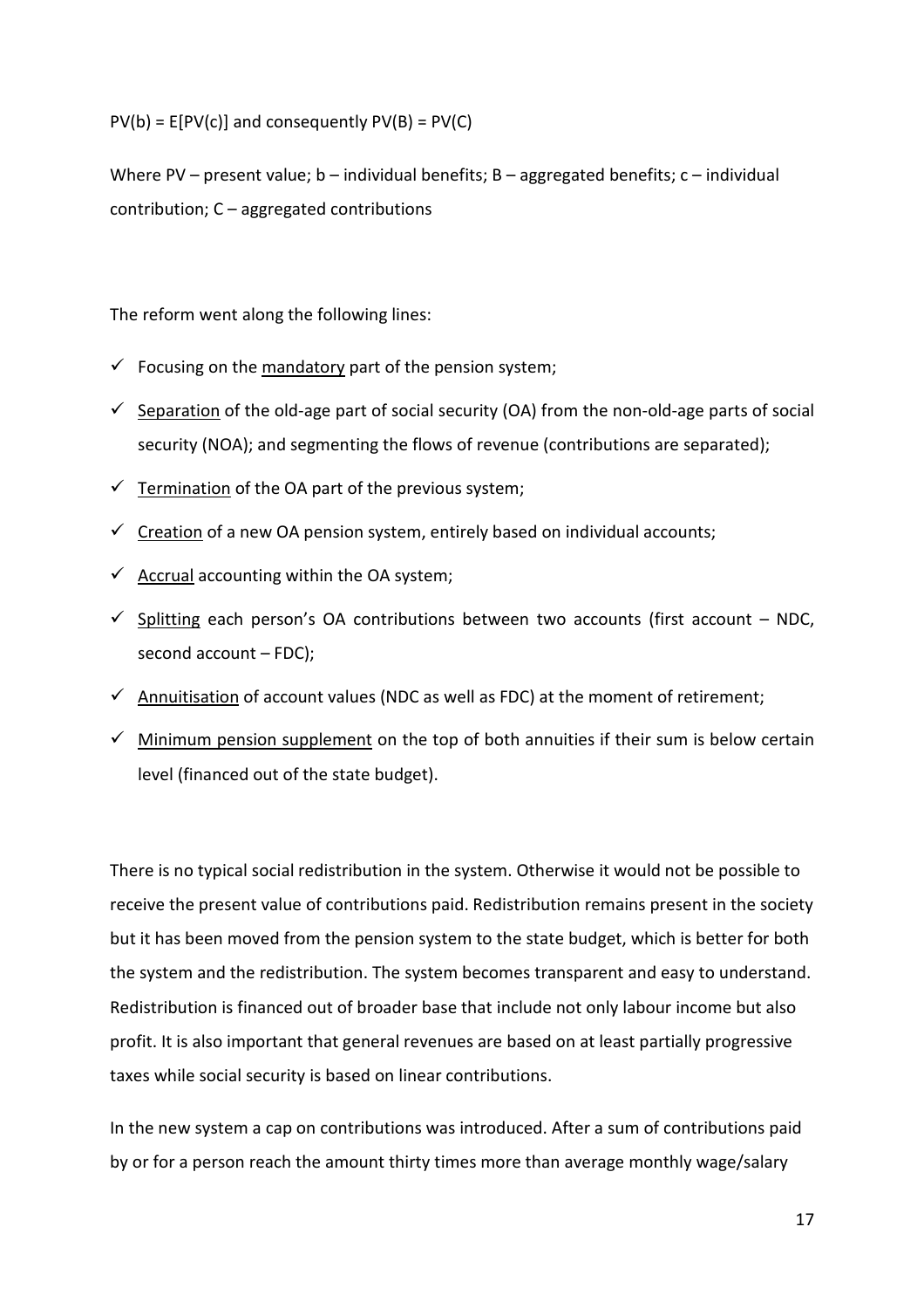$PV(b) = E[PV(c)]$ and consequently $PV(B) = PV(C)$

Where PV – present value; b – individual benefits; B – aggregated benefits; c – individual contribution; C – aggregated contributions

The reform went along the following lines:

- ✓ Focusing on the <u>mandatory</u> part of the pension system;
- ✓ <u>Separation</u> of the old-age part of social security (OA) from the non-old-age parts of social security (NOA); and segmenting the flows of revenue (contributions are separated);
- ✓ <u>Termination</u> of the OA part of the previous system;
- ✓ <u>Creation</u> of a new OA pension system, entirely based on individual accounts;
- ✓ <u>Accrual</u> accounting within the OA system;
- ✓ <u>Splitting</u> each person's OA contributions between two accounts (first account – NDC, second account – FDC);
- ✓ <u>Annuitisation</u> of account values (NDC as well as FDC) at the moment of retirement;
- ✓ <u>Minimum pension supplement</u> on the top of both annuities if their sum is below certain level (financed out of the state budget).

There is no typical social redistribution in the system. Otherwise it would not be possible to receive the present value of contributions paid. Redistribution remains present in the society but it has been moved from the pension system to the state budget, which is better for both the system and the redistribution. The system becomes transparent and easy to understand. Redistribution is financed out of broader base that include not only labour income but also profit. It is also important that general revenues are based on at least partially progressive taxes while social security is based on linear contributions.

In the new system a cap on contributions was introduced. After a sum of contributions paid by or for a person reach the amount thirty times more than average monthly wage/salary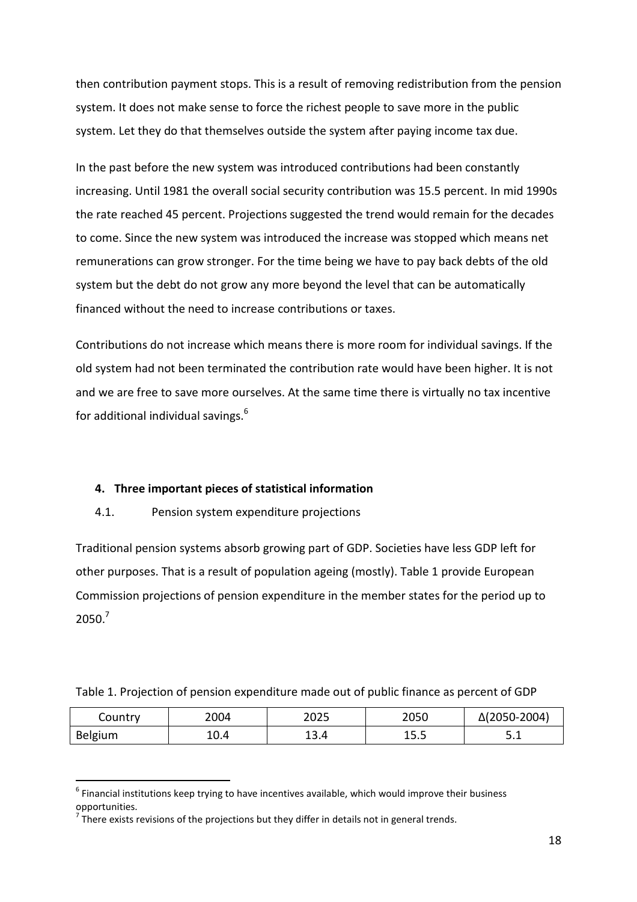then contribution payment stops. This is a result of removing redistribution from the pension system. It does not make sense to force the richest people to save more in the public system. Let they do that themselves outside the system after paying income tax due.

In the past before the new system was introduced contributions had been constantly increasing. Until 1981 the overall social security contribution was 15.5 percent. In mid 1990s the rate reached 45 percent. Projections suggested the trend would remain for the decades to come. Since the new system was introduced the increase was stopped which means net remunerations can grow stronger. For the time being we have to pay back debts of the old system but the debt do not grow any more beyond the level that can be automatically financed without the need to increase contributions or taxes.

Contributions do not increase which means there is more room for individual savings. If the old system had not been terminated the contribution rate would have been higher. It is not and we are free to save more ourselves. At the same time there is virtually no tax incentive for additional individual savings.[6]

## 4. Three important pieces of statistical information

### 4.1. Pension system expenditure projections

Traditional pension systems absorb growing part of GDP. Societies have less GDP left for other purposes. That is a result of population ageing (mostly). Table 1 provide European Commission projections of pension expenditure in the member states for the period up to 2050.[7]

Table 1. Projection of pension expenditure made out of public finance as percent of GDP

| Country | 2004 | 2025 | 2050 | Δ(2050-2004) |
|---|---|---|---|---|
| Belgium | 10.4 | 13.4 | 15.5 | 5.1 |

[6] Financial institutions keep trying to have incentives available, which would improve their business opportunities.

[7] There exists revisions of the projections but they differ in details not in general trends.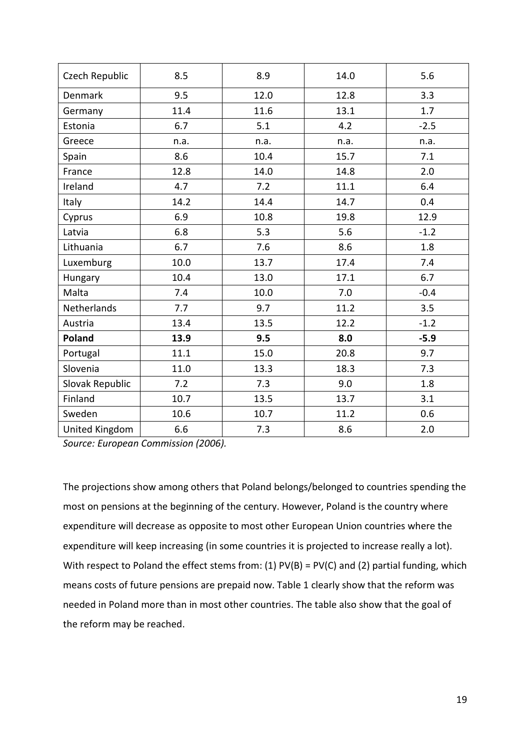| Czech Republic | 8.5 | 8.9 | 14.0 | 5.6 |
|---|---|---|---|---|
| Denmark | 9.5 | 12.0 | 12.8 | 3.3 |
| Germany | 11.4 | 11.6 | 13.1 | 1.7 |
| Estonia | 6.7 | 5.1 | 4.2 | -2.5 |
| Greece | n.a. | n.a. | n.a. | n.a. |
| Spain | 8.6 | 10.4 | 15.7 | 7.1 |
| France | 12.8 | 14.0 | 14.8 | 2.0 |
| Ireland | 4.7 | 7.2 | 11.1 | 6.4 |
| Italy | 14.2 | 14.4 | 14.7 | 0.4 |
| Cyprus | 6.9 | 10.8 | 19.8 | 12.9 |
| Latvia | 6.8 | 5.3 | 5.6 | -1.2 |
| Lithuania | 6.7 | 7.6 | 8.6 | 1.8 |
| Luxemburg | 10.0 | 13.7 | 17.4 | 7.4 |
| Hungary | 10.4 | 13.0 | 17.1 | 6.7 |
| Malta | 7.4 | 10.0 | 7.0 | -0.4 |
| Netherlands | 7.7 | 9.7 | 11.2 | 3.5 |
| Austria | 13.4 | 13.5 | 12.2 | -1.2 |
| **Poland** | **13.9** | **9.5** | **8.0** | **-5.9** |
| Portugal | 11.1 | 15.0 | 20.8 | 9.7 |
| Slovenia | 11.0 | 13.3 | 18.3 | 7.3 |
| Slovak Republic | 7.2 | 7.3 | 9.0 | 1.8 |
| Finland | 10.7 | 13.5 | 13.7 | 3.1 |
| Sweden | 10.6 | 10.7 | 11.2 | 0.6 |
| United Kingdom | 6.6 | 7.3 | 8.6 | 2.0 |

*Source: European Commission (2006).*

The projections show among others that Poland belongs/belonged to countries spending the most on pensions at the beginning of the century. However, Poland is the country where expenditure will decrease as opposite to most other European Union countries where the expenditure will keep increasing (in some countries it is projected to increase really a lot). With respect to Poland the effect stems from: (1) PV(B) = PV(C) and (2) partial funding, which means costs of future pensions are prepaid now. Table 1 clearly show that the reform was needed in Poland more than in most other countries. The table also show that the goal of the reform may be reached.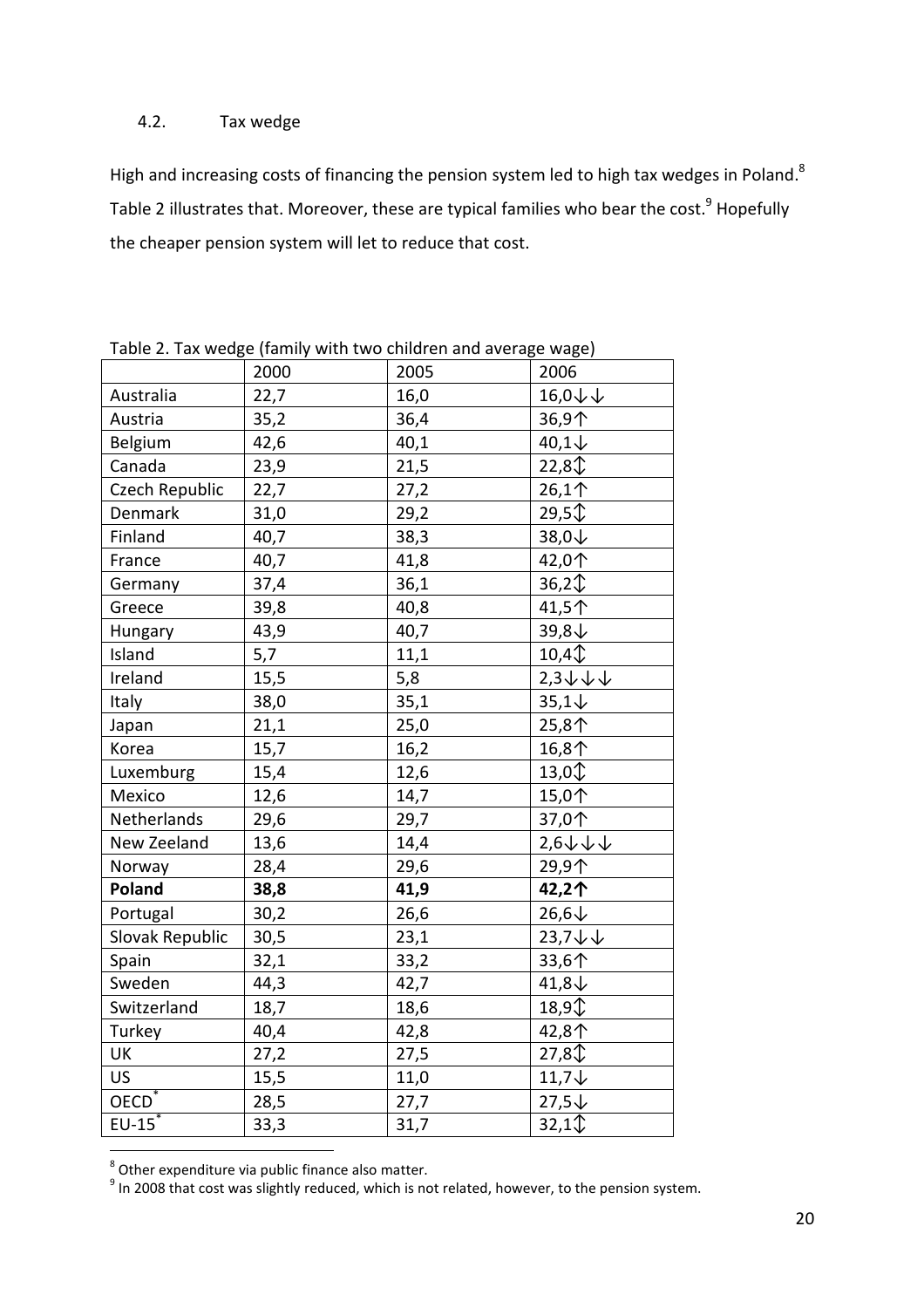### 4.2. Tax wedge

High and increasing costs of financing the pension system led to high tax wedges in Poland.[8] Table 2 illustrates that. Moreover, these are typical families who bear the cost.[9] Hopefully the cheaper pension system will let to reduce that cost.

Table 2. Tax wedge (family with two children and average wage)

| | 2000 | 2005 | 2006 |
|---|---|---|---|
| Australia | 22,7 | 16,0 | 16,0↓↓ |
| Austria | 35,2 | 36,4 | 36,9↑ |
| Belgium | 42,6 | 40,1 | 40,1↓ |
| Canada | 23,9 | 21,5 | 22,8↕ |
| Czech Republic | 22,7 | 27,2 | 26,1↑ |
| Denmark | 31,0 | 29,2 | 29,5↕ |
| Finland | 40,7 | 38,3 | 38,0↓ |
| France | 40,7 | 41,8 | 42,0↑ |
| Germany | 37,4 | 36,1 | 36,2↕ |
| Greece | 39,8 | 40,8 | 41,5↑ |
| Hungary | 43,9 | 40,7 | 39,8↓ |
| Island | 5,7 | 11,1 | 10,4↕ |
| Ireland | 15,5 | 5,8 | 2,3↓↓↓ |
| Italy | 38,0 | 35,1 | 35,1↓ |
| Japan | 21,1 | 25,0 | 25,8↑ |
| Korea | 15,7 | 16,2 | 16,8↑ |
| Luxemburg | 15,4 | 12,6 | 13,0↕ |
| Mexico | 12,6 | 14,7 | 15,0↑ |
| Netherlands | 29,6 | 29,7 | 37,0↑ |
| New Zeeland | 13,6 | 14,4 | 2,6↓↓↓ |
| Norway | 28,4 | 29,6 | 29,9↑ |
| **Poland** | **38,8** | **41,9** | **42,2↑** |
| Portugal | 30,2 | 26,6 | 26,6↓ |
| Slovak Republic | 30,5 | 23,1 | 23,7↓↓ |
| Spain | 32,1 | 33,2 | 33,6↑ |
| Sweden | 44,3 | 42,7 | 41,8↓ |
| Switzerland | 18,7 | 18,6 | 18,9↕ |
| Turkey | 40,4 | 42,8 | 42,8↑ |
| UK | 27,2 | 27,5 | 27,8↕ |
| US | 15,5 | 11,0 | 11,7↓ |
| OECD* | 28,5 | 27,7 | 27,5↓ |
| EU-15* | 33,3 | 31,7 | 32,1↕ |

[8] Other expenditure via public finance also matter.

[9] In 2008 that cost was slightly reduced, which is not related, however, to the pension system.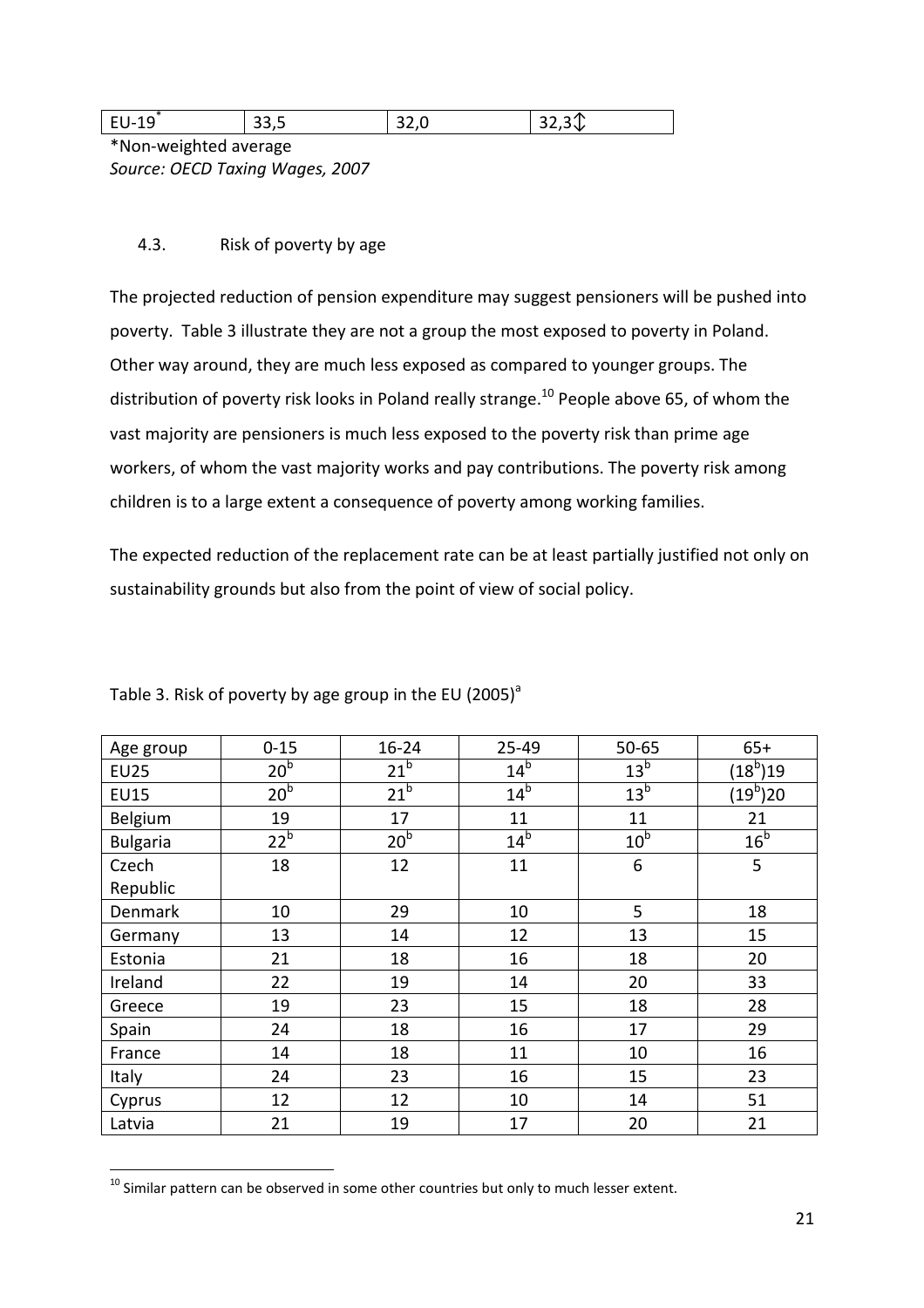| EU-19[*] | 33,5 | 32,0 | 32,3⇕ |
|---|---|---|---|

*Non-weighted average

*Source: OECD Taxing Wages, 2007*

### 4.3. Risk of poverty by age

The projected reduction of pension expenditure may suggest pensioners will be pushed into poverty. Table 3 illustrate they are not a group the most exposed to poverty in Poland. Other way around, they are much less exposed as compared to younger groups. The distribution of poverty risk looks in Poland really strange.[10] People above 65, of whom the vast majority are pensioners is much less exposed to the poverty risk than prime age workers, of whom the vast majority works and pay contributions. The poverty risk among children is to a large extent a consequence of poverty among working families.

The expected reduction of the replacement rate can be at least partially justified not only on sustainability grounds but also from the point of view of social policy.

Table 3. Risk of poverty by age group in the EU (2005)[a]

| Age group | 0-15 | 16-24 | 25-49 | 50-65 | 65+ |
|---|---|---|---|---|---|
| EU25 | 20[b] | 21[b] | 14[b] | 13[b] | (18[b])19 |
| EU15 | 20[b] | 21[b] | 14[b] | 13[b] | (19[b])20 |
| Belgium | 19 | 17 | 11 | 11 | 21 |
| Bulgaria | 22[b] | 20[b] | 14[b] | 10[b] | 16[b] |
| Czech Republic | 18 | 12 | 11 | 6 | 5 |
| Denmark | 10 | 29 | 10 | 5 | 18 |
| Germany | 13 | 14 | 12 | 13 | 15 |
| Estonia | 21 | 18 | 16 | 18 | 20 |
| Ireland | 22 | 19 | 14 | 20 | 33 |
| Greece | 19 | 23 | 15 | 18 | 28 |
| Spain | 24 | 18 | 16 | 17 | 29 |
| France | 14 | 18 | 11 | 10 | 16 |
| Italy | 24 | 23 | 16 | 15 | 23 |
| Cyprus | 12 | 12 | 10 | 14 | 51 |
| Latvia | 21 | 19 | 17 | 20 | 21 |

[10] Similar pattern can be observed in some other countries but only to much lesser extent.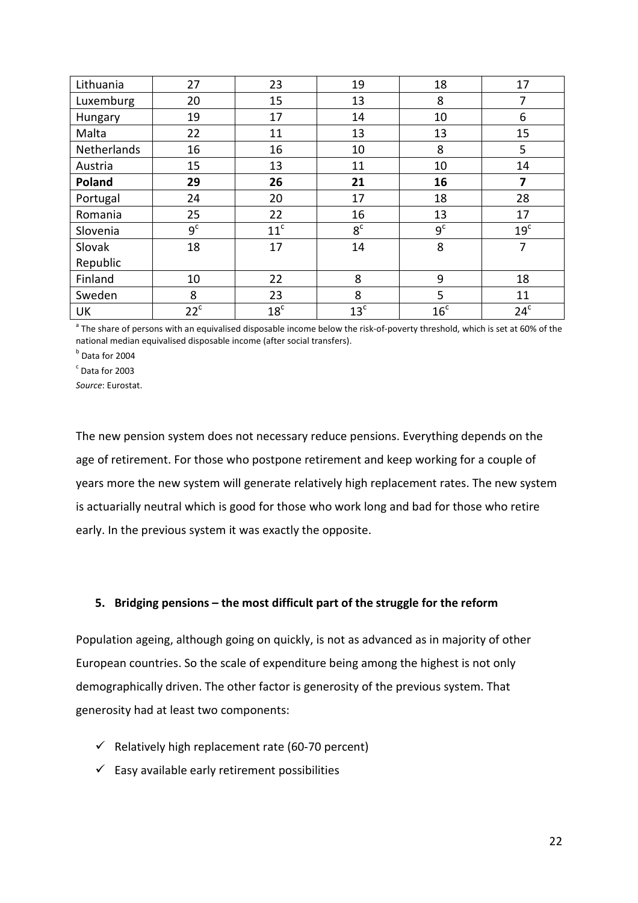| Lithuania | 27 | 23 | 19 | 18 | 17 |
| --- | --- | --- | --- | --- | --- |
| Luxemburg | 20 | 15 | 13 | 8 | 7 |
| Hungary | 19 | 17 | 14 | 10 | 6 |
| Malta | 22 | 11 | 13 | 13 | 15 |
| Netherlands | 16 | 16 | 10 | 8 | 5 |
| Austria | 15 | 13 | 11 | 10 | 14 |
| **Poland** | **29** | **26** | **21** | **16** | **7** |
| Portugal | 24 | 20 | 17 | 18 | 28 |
| Romania | 25 | 22 | 16 | 13 | 17 |
| Slovenia | 9[c] | 11[c] | 8[c] | 9[c] | 19[c] |
| Slovak Republic | 18 | 17 | 14 | 8 | 7 |
| Finland | 10 | 22 | 8 | 9 | 18 |
| Sweden | 8 | 23 | 8 | 5 | 11 |
| UK | 22[c] | 18[c] | 13[c] | 16[c] | 24[c] |

[a] The share of persons with an equivalised disposable income below the risk-of-poverty threshold, which is set at 60% of the national median equivalised disposable income (after social transfers).

[b] Data for 2004

[c] Data for 2003

*Source*: Eurostat.

The new pension system does not necessary reduce pensions. Everything depends on the age of retirement. For those who postpone retirement and keep working for a couple of years more the new system will generate relatively high replacement rates. The new system is actuarially neutral which is good for those who work long and bad for those who retire early. In the previous system it was exactly the opposite.

## 5. Bridging pensions – the most difficult part of the struggle for the reform

Population ageing, although going on quickly, is not as advanced as in majority of other European countries. So the scale of expenditure being among the highest is not only demographically driven. The other factor is generosity of the previous system. That generosity had at least two components:

- ✓ Relatively high replacement rate (60-70 percent)
- ✓ Easy available early retirement possibilities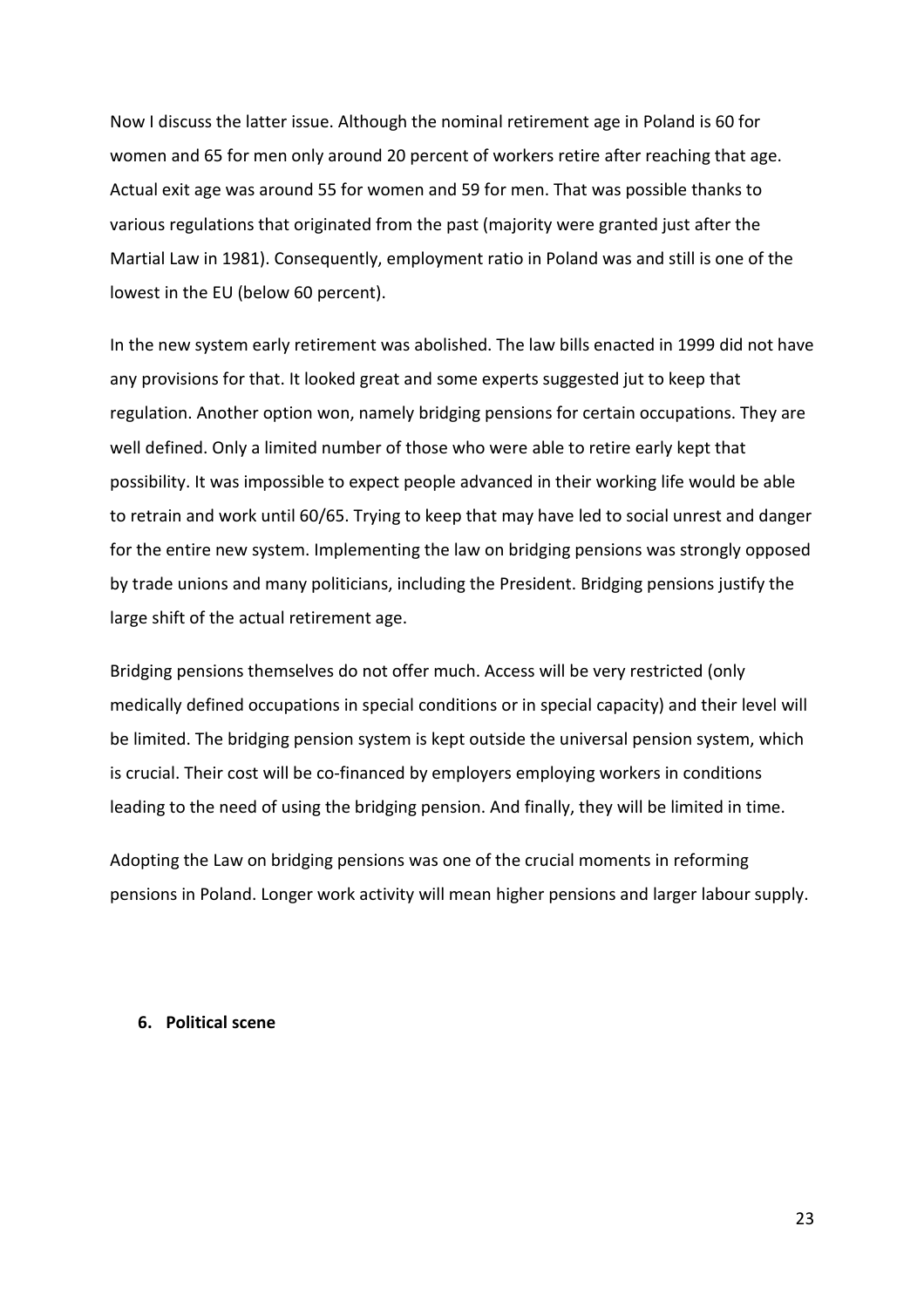Now I discuss the latter issue. Although the nominal retirement age in Poland is 60 for women and 65 for men only around 20 percent of workers retire after reaching that age. Actual exit age was around 55 for women and 59 for men. That was possible thanks to various regulations that originated from the past (majority were granted just after the Martial Law in 1981). Consequently, employment ratio in Poland was and still is one of the lowest in the EU (below 60 percent).

In the new system early retirement was abolished. The law bills enacted in 1999 did not have any provisions for that. It looked great and some experts suggested jut to keep that regulation. Another option won, namely bridging pensions for certain occupations. They are well defined. Only a limited number of those who were able to retire early kept that possibility. It was impossible to expect people advanced in their working life would be able to retrain and work until 60/65. Trying to keep that may have led to social unrest and danger for the entire new system. Implementing the law on bridging pensions was strongly opposed by trade unions and many politicians, including the President. Bridging pensions justify the large shift of the actual retirement age.

Bridging pensions themselves do not offer much. Access will be very restricted (only medically defined occupations in special conditions or in special capacity) and their level will be limited. The bridging pension system is kept outside the universal pension system, which is crucial. Their cost will be co-financed by employers employing workers in conditions leading to the need of using the bridging pension. And finally, they will be limited in time.

Adopting the Law on bridging pensions was one of the crucial moments in reforming pensions in Poland. Longer work activity will mean higher pensions and larger labour supply.

## 6. Political scene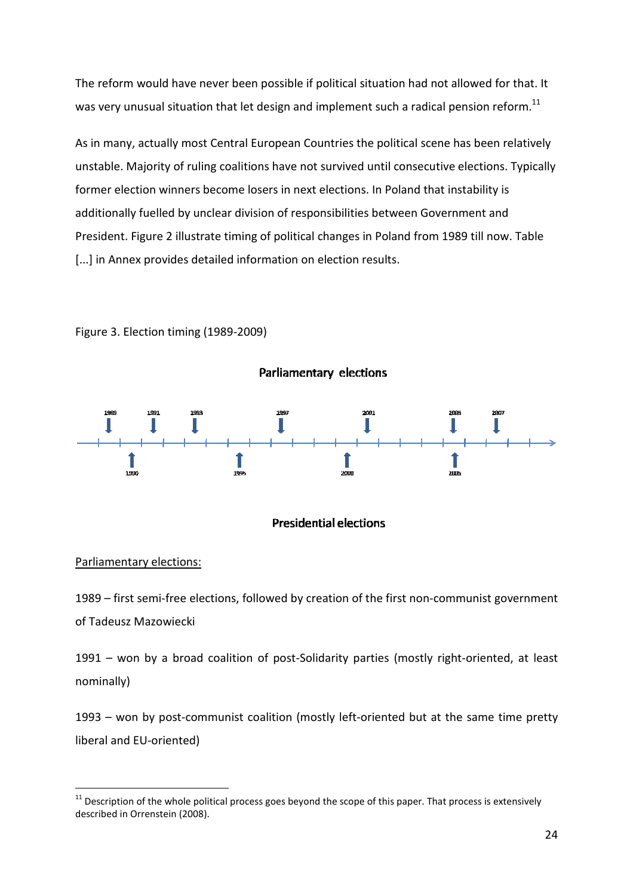The reform would have never been possible if political situation had not allowed for that. It was very unusual situation that let design and implement such a radical pension reform.[11]

As in many, actually most Central European Countries the political scene has been relatively unstable. Majority of ruling coalitions have not survived until consecutive elections. Typically former election winners become losers in next elections. In Poland that instability is additionally fuelled by unclear division of responsibilities between Government and President. Figure 2 illustrate timing of political changes in Poland from 1989 till now. Table [...] in Annex provides detailed information on election results.

Figure 3. Election timing (1989-2009)

Parliamentary elections

1989, 1991, 1993, 1997, 2001, 2005, 2007

1990, 1995, 2000, 2005

Presidential elections

Parliamentary elections:

1989 – first semi-free elections, followed by creation of the first non-communist government of Tadeusz Mazowiecki

1991 – won by a broad coalition of post-Solidarity parties (mostly right-oriented, at least nominally)

1993 – won by post-communist coalition (mostly left-oriented but at the same time pretty liberal and EU-oriented)

[11] Description of the whole political process goes beyond the scope of this paper. That process is extensively described in Orrenstein (2008).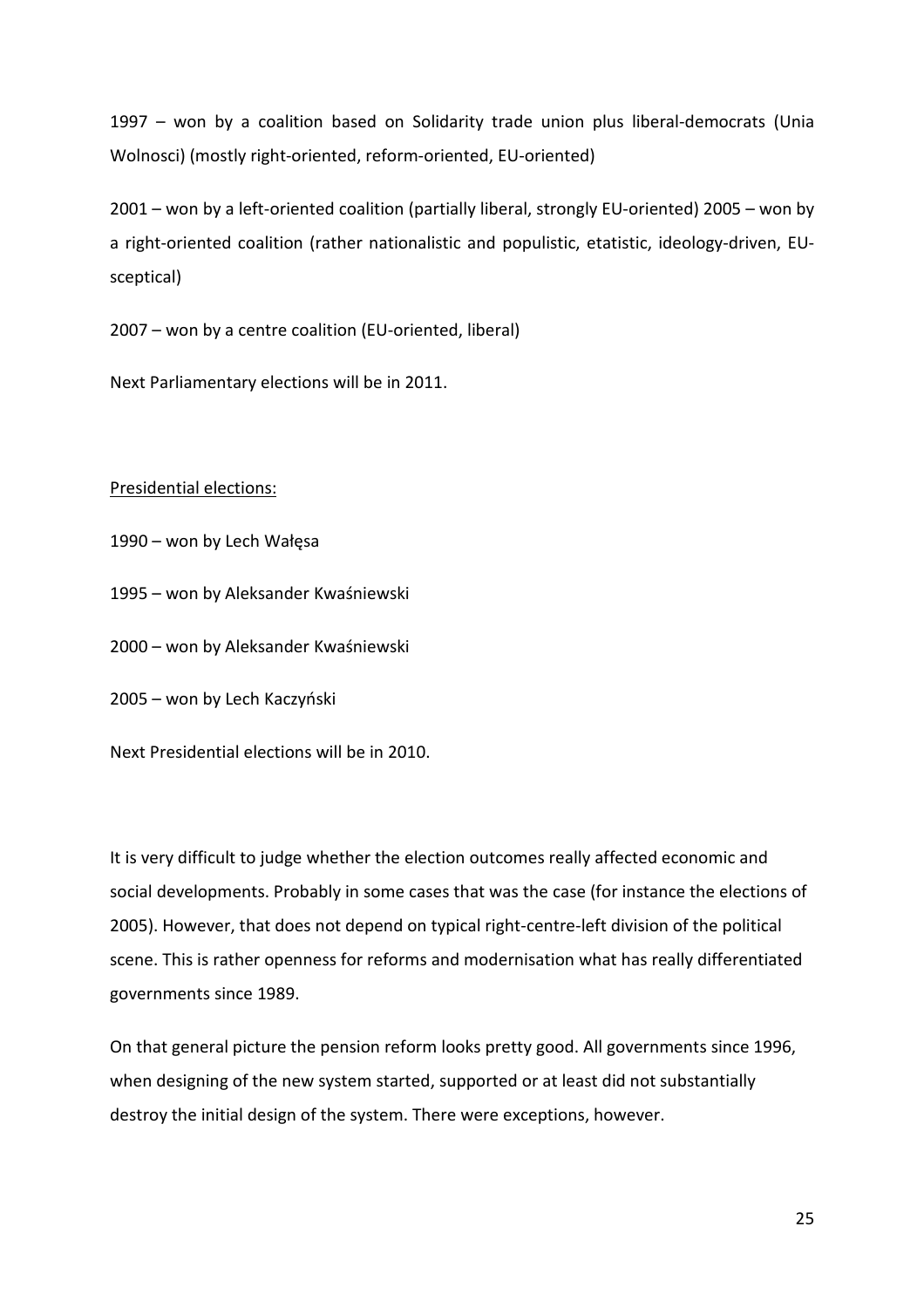1997 – won by a coalition based on Solidarity trade union plus liberal-democrats (Unia Wolnosci) (mostly right-oriented, reform-oriented, EU-oriented)

2001 – won by a left-oriented coalition (partially liberal, strongly EU-oriented) 2005 – won by a right-oriented coalition (rather nationalistic and populistic, etatistic, ideology-driven, EU-sceptical)

2007 – won by a centre coalition (EU-oriented, liberal)

Next Parliamentary elections will be in 2011.

<u>Presidential elections:</u>

1990 – won by Lech Wałęsa

1995 – won by Aleksander Kwaśniewski

2000 – won by Aleksander Kwaśniewski

2005 – won by Lech Kaczyński

Next Presidential elections will be in 2010.

It is very difficult to judge whether the election outcomes really affected economic and social developments. Probably in some cases that was the case (for instance the elections of 2005). However, that does not depend on typical right-centre-left division of the political scene. This is rather openness for reforms and modernisation what has really differentiated governments since 1989.

On that general picture the pension reform looks pretty good. All governments since 1996, when designing of the new system started, supported or at least did not substantially destroy the initial design of the system. There were exceptions, however.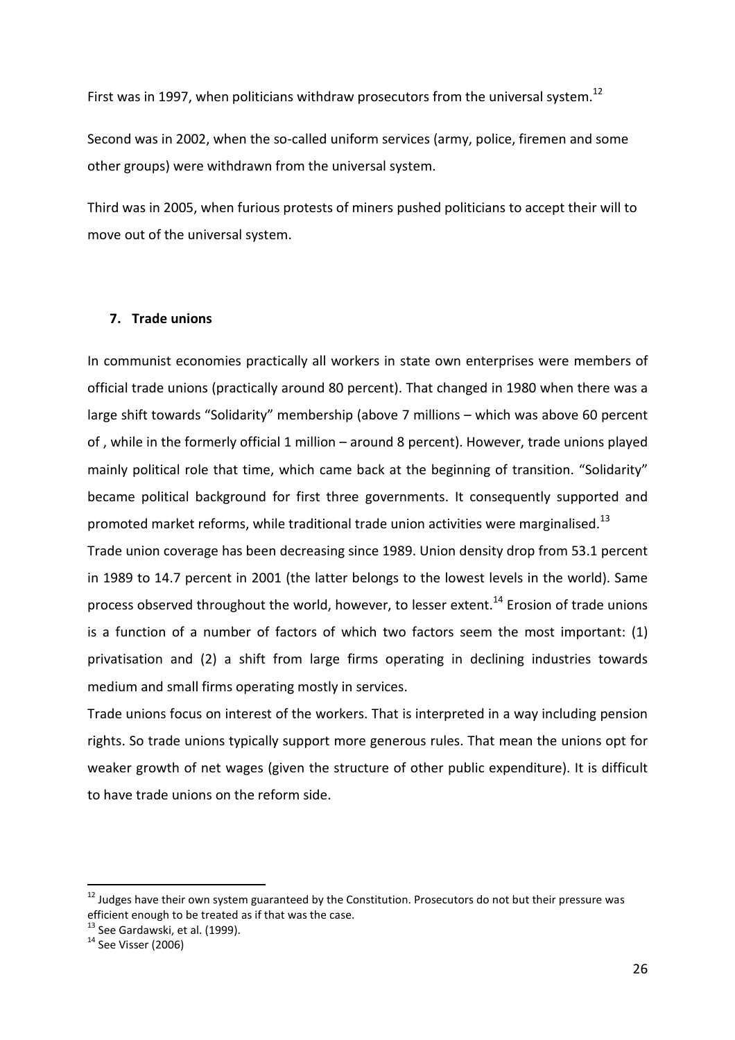First was in 1997, when politicians withdraw prosecutors from the universal system.[12]

Second was in 2002, when the so-called uniform services (army, police, firemen and some other groups) were withdrawn from the universal system.

Third was in 2005, when furious protests of miners pushed politicians to accept their will to move out of the universal system.

## 7. Trade unions

In communist economies practically all workers in state own enterprises were members of official trade unions (practically around 80 percent). That changed in 1980 when there was a large shift towards "Solidarity" membership (above 7 millions – which was above 60 percent of , while in the formerly official 1 million – around 8 percent). However, trade unions played mainly political role that time, which came back at the beginning of transition. "Solidarity" became political background for first three governments. It consequently supported and promoted market reforms, while traditional trade union activities were marginalised.[13]

Trade union coverage has been decreasing since 1989. Union density drop from 53.1 percent in 1989 to 14.7 percent in 2001 (the latter belongs to the lowest levels in the world). Same process observed throughout the world, however, to lesser extent.[14] Erosion of trade unions is a function of a number of factors of which two factors seem the most important: (1) privatisation and (2) a shift from large firms operating in declining industries towards medium and small firms operating mostly in services.

Trade unions focus on interest of the workers. That is interpreted in a way including pension rights. So trade unions typically support more generous rules. That mean the unions opt for weaker growth of net wages (given the structure of other public expenditure). It is difficult to have trade unions on the reform side.

---

[12] Judges have their own system guaranteed by the Constitution. Prosecutors do not but their pressure was efficient enough to be treated as if that was the case.

[13] See Gardawski, et al. (1999).

[14] See Visser (2006)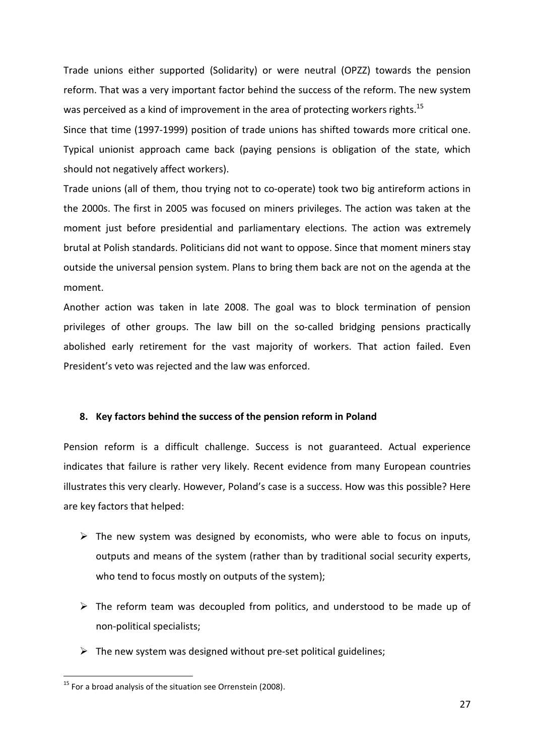Trade unions either supported (Solidarity) or were neutral (OPZZ) towards the pension reform. That was a very important factor behind the success of the reform. The new system was perceived as a kind of improvement in the area of protecting workers rights.[15]

Since that time (1997-1999) position of trade unions has shifted towards more critical one. Typical unionist approach came back (paying pensions is obligation of the state, which should not negatively affect workers).

Trade unions (all of them, thou trying not to co-operate) took two big antireform actions in the 2000s. The first in 2005 was focused on miners privileges. The action was taken at the moment just before presidential and parliamentary elections. The action was extremely brutal at Polish standards. Politicians did not want to oppose. Since that moment miners stay outside the universal pension system. Plans to bring them back are not on the agenda at the moment.

Another action was taken in late 2008. The goal was to block termination of pension privileges of other groups. The law bill on the so-called bridging pensions practically abolished early retirement for the vast majority of workers. That action failed. Even President's veto was rejected and the law was enforced.

## 8. Key factors behind the success of the pension reform in Poland

Pension reform is a difficult challenge. Success is not guaranteed. Actual experience indicates that failure is rather very likely. Recent evidence from many European countries illustrates this very clearly. However, Poland's case is a success. How was this possible? Here are key factors that helped:

- The new system was designed by economists, who were able to focus on inputs, outputs and means of the system (rather than by traditional social security experts, who tend to focus mostly on outputs of the system);
- The reform team was decoupled from politics, and understood to be made up of non-political specialists;
- The new system was designed without pre-set political guidelines;

[15] For a broad analysis of the situation see Orrenstein (2008).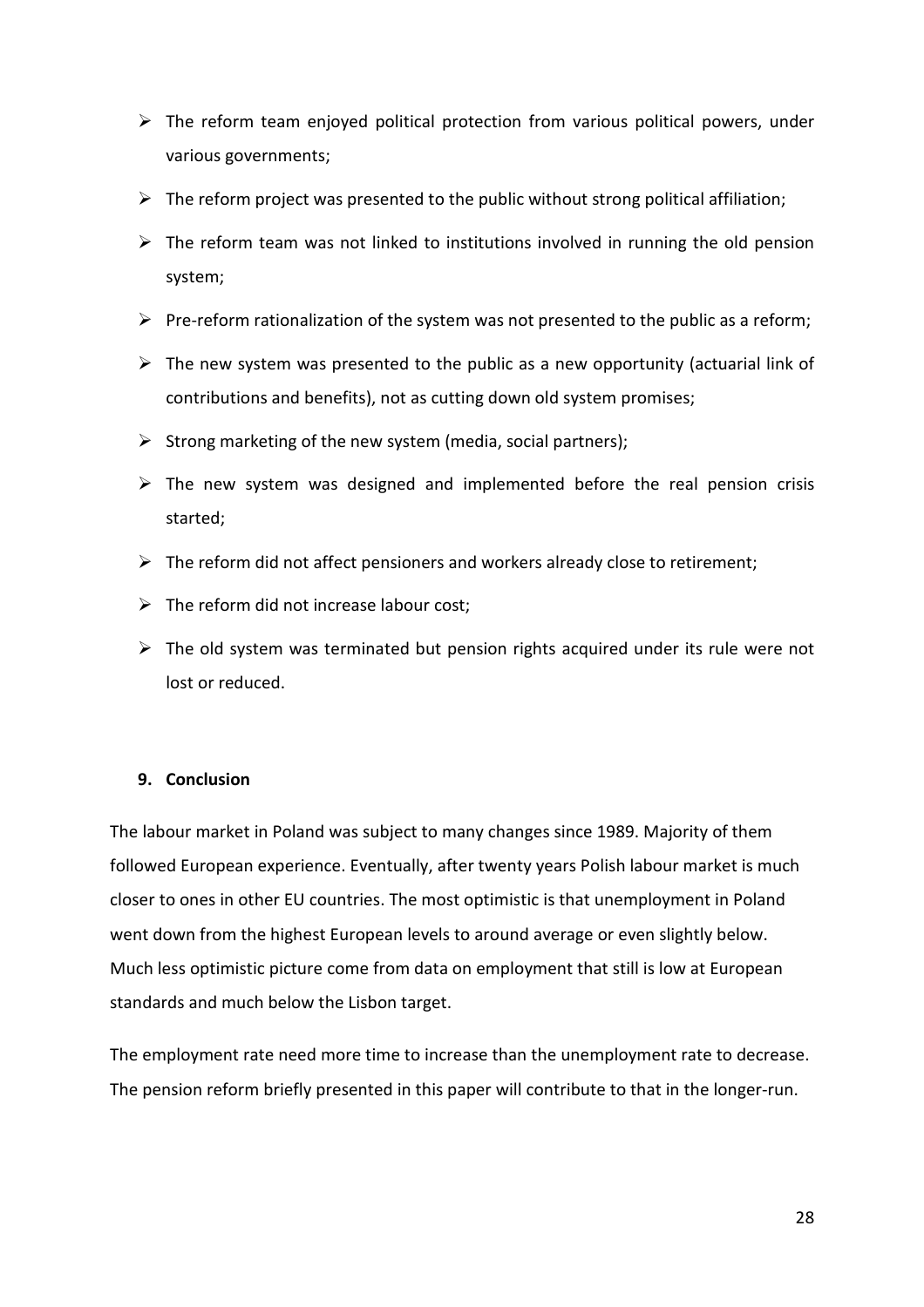- The reform team enjoyed political protection from various political powers, under various governments;
- The reform project was presented to the public without strong political affiliation;
- The reform team was not linked to institutions involved in running the old pension system;
- Pre-reform rationalization of the system was not presented to the public as a reform;
- The new system was presented to the public as a new opportunity (actuarial link of contributions and benefits), not as cutting down old system promises;
- Strong marketing of the new system (media, social partners);
- The new system was designed and implemented before the real pension crisis started;
- The reform did not affect pensioners and workers already close to retirement;
- The reform did not increase labour cost;
- The old system was terminated but pension rights acquired under its rule were not lost or reduced.

## 9. Conclusion

The labour market in Poland was subject to many changes since 1989. Majority of them followed European experience. Eventually, after twenty years Polish labour market is much closer to ones in other EU countries. The most optimistic is that unemployment in Poland went down from the highest European levels to around average or even slightly below. Much less optimistic picture come from data on employment that still is low at European standards and much below the Lisbon target.

The employment rate need more time to increase than the unemployment rate to decrease. The pension reform briefly presented in this paper will contribute to that in the longer-run.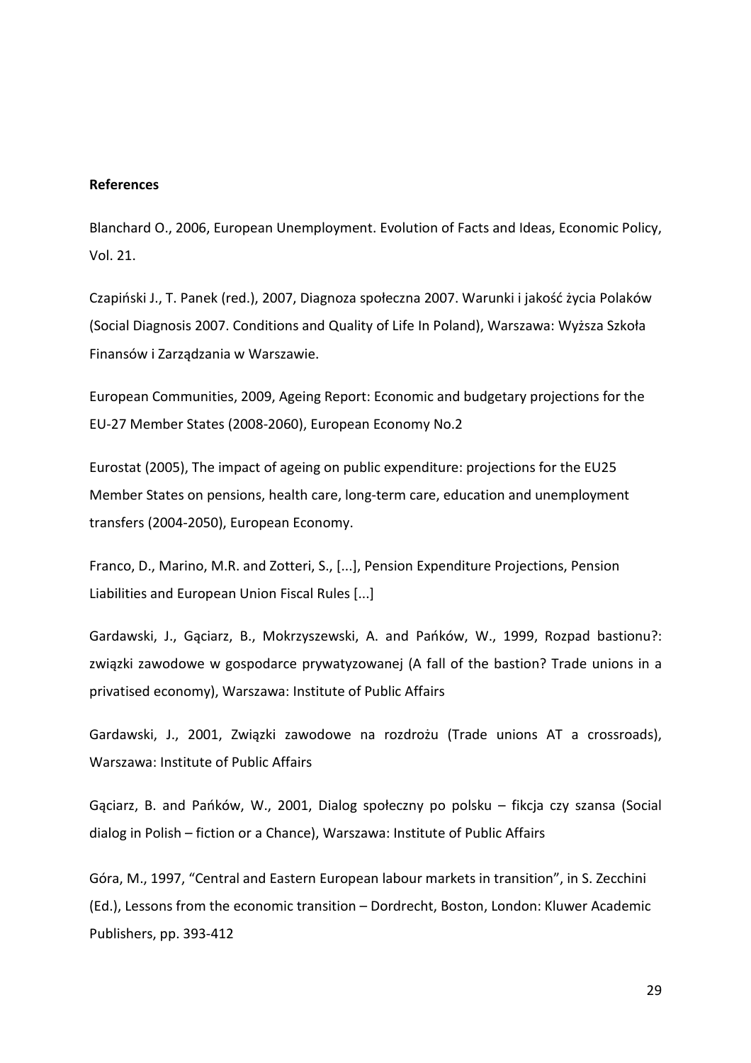**References**

Blanchard O., 2006, European Unemployment. Evolution of Facts and Ideas, Economic Policy, Vol. 21.

Czapiński J., T. Panek (red.), 2007, Diagnoza społeczna 2007. Warunki i jakość życia Polaków (Social Diagnosis 2007. Conditions and Quality of Life In Poland), Warszawa: Wyższa Szkoła Finansów i Zarządzania w Warszawie.

European Communities, 2009, Ageing Report: Economic and budgetary projections for the EU-27 Member States (2008-2060), European Economy No.2

Eurostat (2005), The impact of ageing on public expenditure: projections for the EU25 Member States on pensions, health care, long-term care, education and unemployment transfers (2004-2050), European Economy.

Franco, D., Marino, M.R. and Zotteri, S., [...], Pension Expenditure Projections, Pension Liabilities and European Union Fiscal Rules [...]

Gardawski, J., Gąciarz, B., Mokrzyszewski, A. and Pańków, W., 1999, Rozpad bastionu?: związki zawodowe w gospodarce prywatyzowanej (A fall of the bastion? Trade unions in a privatised economy), Warszawa: Institute of Public Affairs

Gardawski, J., 2001, Związki zawodowe na rozdrożu (Trade unions AT a crossroads), Warszawa: Institute of Public Affairs

Gąciarz, B. and Pańków, W., 2001, Dialog społeczny po polsku – fikcja czy szansa (Social dialog in Polish – fiction or a Chance), Warszawa: Institute of Public Affairs

Góra, M., 1997, "Central and Eastern European labour markets in transition", in S. Zecchini (Ed.), Lessons from the economic transition – Dordrecht, Boston, London: Kluwer Academic Publishers, pp. 393-412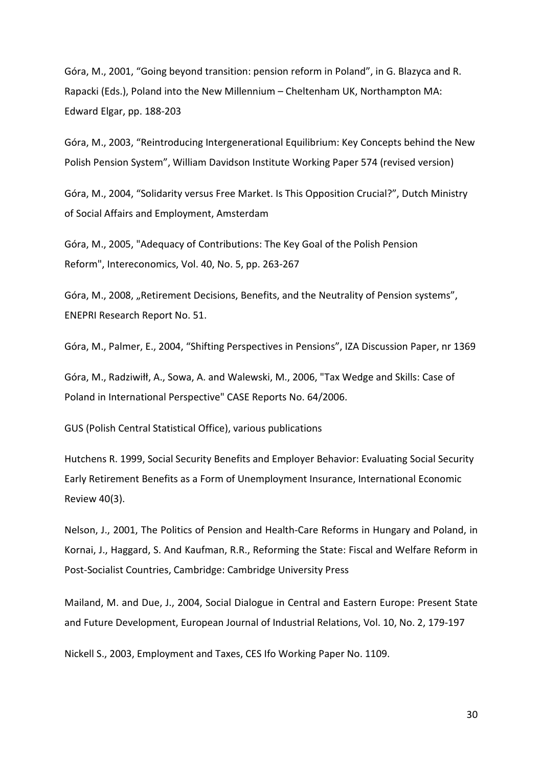Góra, M., 2001, “Going beyond transition: pension reform in Poland”, in G. Blazyca and R. Rapacki (Eds.), Poland into the New Millennium – Cheltenham UK, Northampton MA: Edward Elgar, pp. 188-203

Góra, M., 2003, “Reintroducing Intergenerational Equilibrium: Key Concepts behind the New Polish Pension System”, William Davidson Institute Working Paper 574 (revised version)

Góra, M., 2004, “Solidarity versus Free Market. Is This Opposition Crucial?”, Dutch Ministry of Social Affairs and Employment, Amsterdam

Góra, M., 2005, "Adequacy of Contributions: The Key Goal of the Polish Pension Reform", Intereconomics, Vol. 40, No. 5, pp. 263-267

Góra, M., 2008, „Retirement Decisions, Benefits, and the Neutrality of Pension systems”, ENEPRI Research Report No. 51.

Góra, M., Palmer, E., 2004, “Shifting Perspectives in Pensions”, IZA Discussion Paper, nr 1369

Góra, M., Radziwiłł, A., Sowa, A. and Walewski, M., 2006, "Tax Wedge and Skills: Case of Poland in International Perspective" CASE Reports No. 64/2006.

GUS (Polish Central Statistical Office), various publications

Hutchens R. 1999, Social Security Benefits and Employer Behavior: Evaluating Social Security Early Retirement Benefits as a Form of Unemployment Insurance, International Economic Review 40(3).

Nelson, J., 2001, The Politics of Pension and Health-Care Reforms in Hungary and Poland, in Kornai, J., Haggard, S. And Kaufman, R.R., Reforming the State: Fiscal and Welfare Reform in Post-Socialist Countries, Cambridge: Cambridge University Press

Mailand, M. and Due, J., 2004, Social Dialogue in Central and Eastern Europe: Present State and Future Development, European Journal of Industrial Relations, Vol. 10, No. 2, 179-197

Nickell S., 2003, Employment and Taxes, CES Ifo Working Paper No. 1109.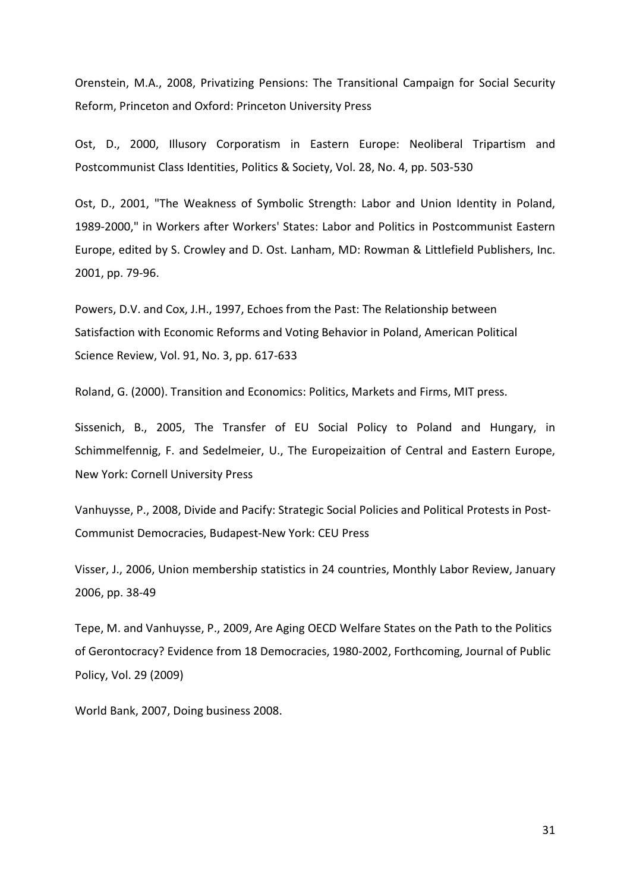Orenstein, M.A., 2008, Privatizing Pensions: The Transitional Campaign for Social Security Reform, Princeton and Oxford: Princeton University Press

Ost, D., 2000, Illusory Corporatism in Eastern Europe: Neoliberal Tripartism and Postcommunist Class Identities, Politics & Society, Vol. 28, No. 4, pp. 503-530

Ost, D., 2001, "The Weakness of Symbolic Strength: Labor and Union Identity in Poland, 1989-2000," in Workers after Workers' States: Labor and Politics in Postcommunist Eastern Europe, edited by S. Crowley and D. Ost. Lanham, MD: Rowman & Littlefield Publishers, Inc. 2001, pp. 79-96.

Powers, D.V. and Cox, J.H., 1997, Echoes from the Past: The Relationship between Satisfaction with Economic Reforms and Voting Behavior in Poland, American Political Science Review, Vol. 91, No. 3, pp. 617-633

Roland, G. (2000). Transition and Economics: Politics, Markets and Firms, MIT press.

Sissenich, B., 2005, The Transfer of EU Social Policy to Poland and Hungary, in Schimmelfennig, F. and Sedelmeier, U., The Europeizaition of Central and Eastern Europe, New York: Cornell University Press

Vanhuysse, P., 2008, Divide and Pacify: Strategic Social Policies and Political Protests in Post-Communist Democracies, Budapest-New York: CEU Press

Visser, J., 2006, Union membership statistics in 24 countries, Monthly Labor Review, January 2006, pp. 38-49

Tepe, M. and Vanhuysse, P., 2009, Are Aging OECD Welfare States on the Path to the Politics of Gerontocracy? Evidence from 18 Democracies, 1980-2002, Forthcoming, Journal of Public Policy, Vol. 29 (2009)

World Bank, 2007, Doing business 2008.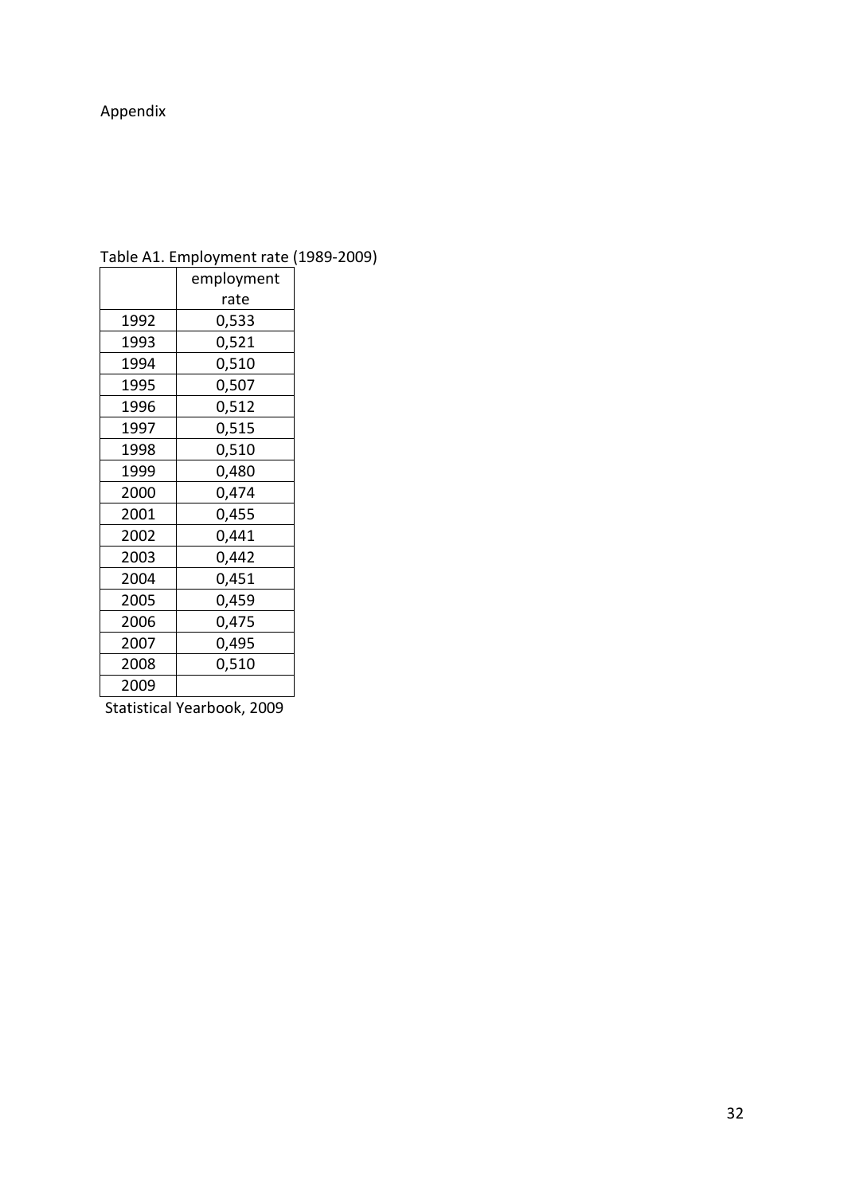Appendix

Table A1. Employment rate (1989-2009)

| | employment rate |
|---|---|
| 1992 | 0,533 |
| 1993 | 0,521 |
| 1994 | 0,510 |
| 1995 | 0,507 |
| 1996 | 0,512 |
| 1997 | 0,515 |
| 1998 | 0,510 |
| 1999 | 0,480 |
| 2000 | 0,474 |
| 2001 | 0,455 |
| 2002 | 0,441 |
| 2003 | 0,442 |
| 2004 | 0,451 |
| 2005 | 0,459 |
| 2006 | 0,475 |
| 2007 | 0,495 |
| 2008 | 0,510 |
| 2009 | |

Statistical Yearbook, 2009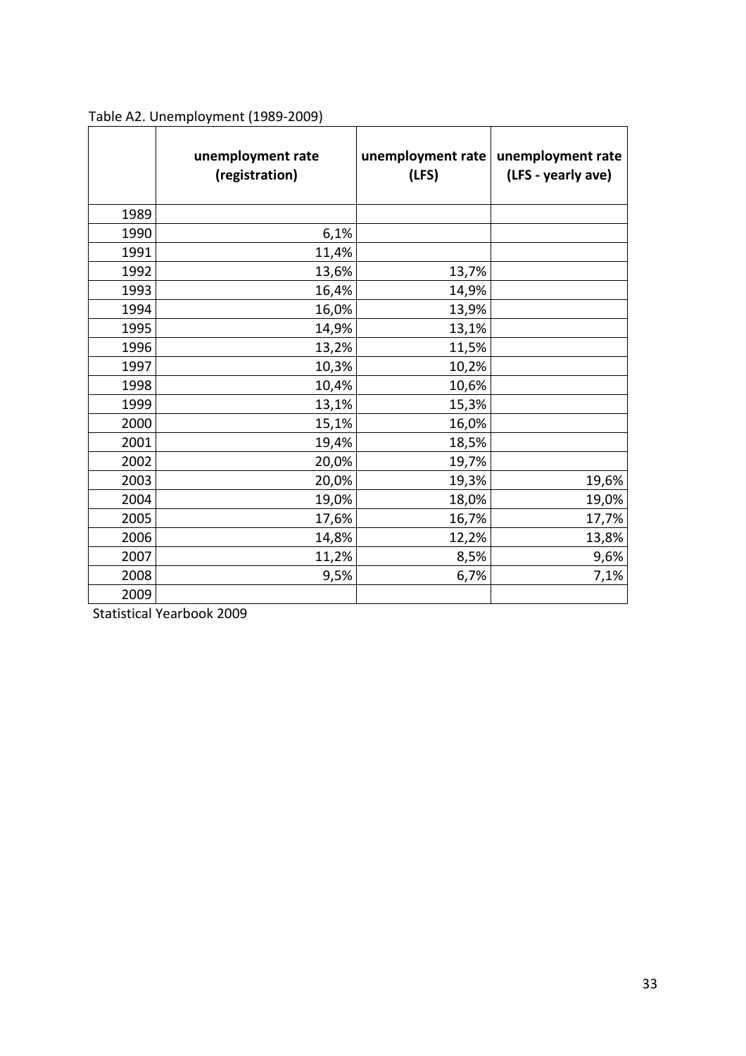Table A2. Unemployment (1989-2009)

| | unemployment rate (registration) | unemployment rate (LFS) | unemployment rate (LFS - yearly ave) |
|---|---|---|---|
| 1989 | | | |
| 1990 | 6,1% | | |
| 1991 | 11,4% | | |
| 1992 | 13,6% | 13,7% | |
| 1993 | 16,4% | 14,9% | |
| 1994 | 16,0% | 13,9% | |
| 1995 | 14,9% | 13,1% | |
| 1996 | 13,2% | 11,5% | |
| 1997 | 10,3% | 10,2% | |
| 1998 | 10,4% | 10,6% | |
| 1999 | 13,1% | 15,3% | |
| 2000 | 15,1% | 16,0% | |
| 2001 | 19,4% | 18,5% | |
| 2002 | 20,0% | 19,7% | |
| 2003 | 20,0% | 19,3% | 19,6% |
| 2004 | 19,0% | 18,0% | 19,0% |
| 2005 | 17,6% | 16,7% | 17,7% |
| 2006 | 14,8% | 12,2% | 13,8% |
| 2007 | 11,2% | 8,5% | 9,6% |
| 2008 | 9,5% | 6,7% | 7,1% |
| 2009 | | | |

Statistical Yearbook 2009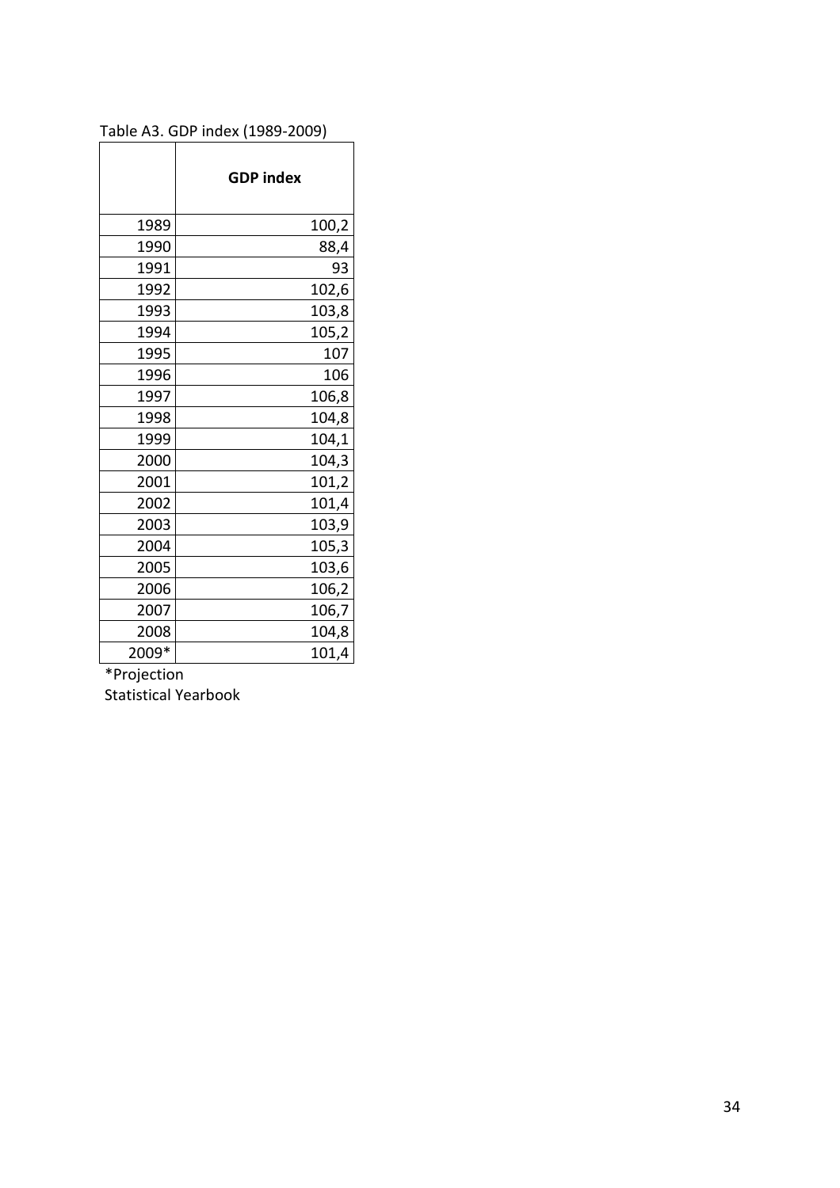Table A3. GDP index (1989-2009)

| | GDP index |
|---|---|
| 1989 | 100,2 |
| 1990 | 88,4 |
| 1991 | 93 |
| 1992 | 102,6 |
| 1993 | 103,8 |
| 1994 | 105,2 |
| 1995 | 107 |
| 1996 | 106 |
| 1997 | 106,8 |
| 1998 | 104,8 |
| 1999 | 104,1 |
| 2000 | 104,3 |
| 2001 | 101,2 |
| 2002 | 101,4 |
| 2003 | 103,9 |
| 2004 | 105,3 |
| 2005 | 103,6 |
| 2006 | 106,2 |
| 2007 | 106,7 |
| 2008 | 104,8 |
| 2009* | 101,4 |

*Projection

Statistical Yearbook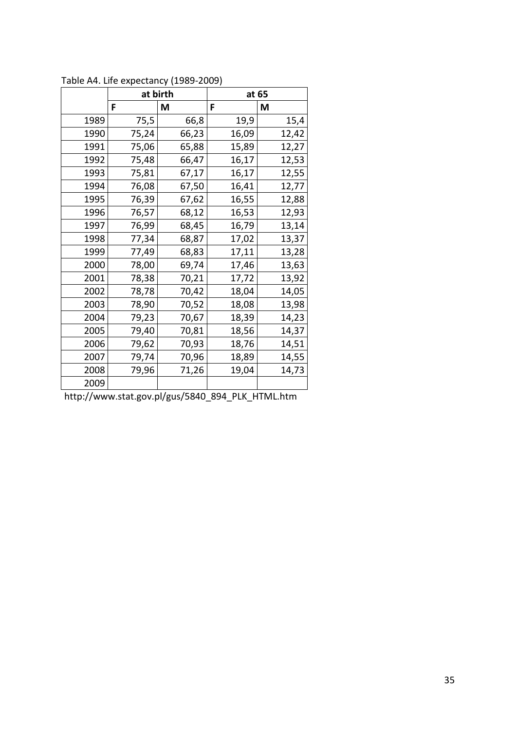Table A4. Life expectancy (1989-2009)

| | at birth | | at 65 | |
|---|---|---|---|---|
| | F | M | F | M |
| 1989 | 75,5 | 66,8 | 19,9 | 15,4 |
| 1990 | 75,24 | 66,23 | 16,09 | 12,42 |
| 1991 | 75,06 | 65,88 | 15,89 | 12,27 |
| 1992 | 75,48 | 66,47 | 16,17 | 12,53 |
| 1993 | 75,81 | 67,17 | 16,17 | 12,55 |
| 1994 | 76,08 | 67,50 | 16,41 | 12,77 |
| 1995 | 76,39 | 67,62 | 16,55 | 12,88 |
| 1996 | 76,57 | 68,12 | 16,53 | 12,93 |
| 1997 | 76,99 | 68,45 | 16,79 | 13,14 |
| 1998 | 77,34 | 68,87 | 17,02 | 13,37 |
| 1999 | 77,49 | 68,83 | 17,11 | 13,28 |
| 2000 | 78,00 | 69,74 | 17,46 | 13,63 |
| 2001 | 78,38 | 70,21 | 17,72 | 13,92 |
| 2002 | 78,78 | 70,42 | 18,04 | 14,05 |
| 2003 | 78,90 | 70,52 | 18,08 | 13,98 |
| 2004 | 79,23 | 70,67 | 18,39 | 14,23 |
| 2005 | 79,40 | 70,81 | 18,56 | 14,37 |
| 2006 | 79,62 | 70,93 | 18,76 | 14,51 |
| 2007 | 79,74 | 70,96 | 18,89 | 14,55 |
| 2008 | 79,96 | 71,26 | 19,04 | 14,73 |
| 2009 | | | | |

http://www.stat.gov.pl/gus/5840_894_PLK_HTML.htm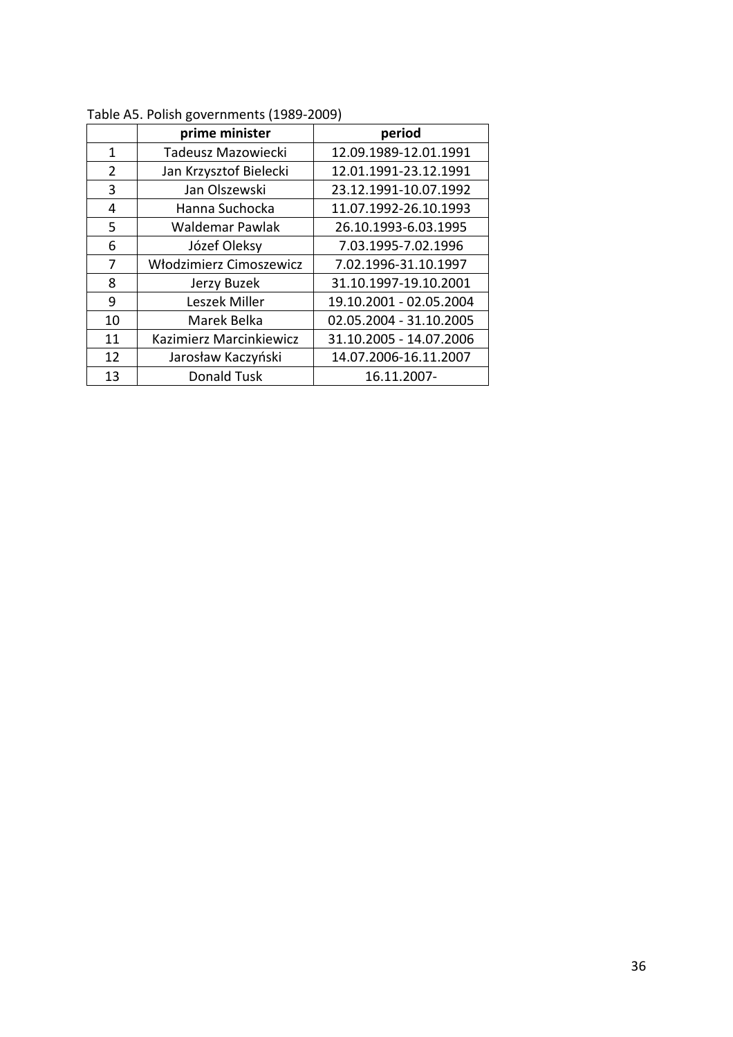Table A5. Polish governments (1989-2009)

| | prime minister | period |
|---|---|---|
| 1 | Tadeusz Mazowiecki | 12.09.1989-12.01.1991 |
| 2 | Jan Krzysztof Bielecki | 12.01.1991-23.12.1991 |
| 3 | Jan Olszewski | 23.12.1991-10.07.1992 |
| 4 | Hanna Suchocka | 11.07.1992-26.10.1993 |
| 5 | Waldemar Pawlak | 26.10.1993-6.03.1995 |
| 6 | Józef Oleksy | 7.03.1995-7.02.1996 |
| 7 | Włodzimierz Cimoszewicz | 7.02.1996-31.10.1997 |
| 8 | Jerzy Buzek | 31.10.1997-19.10.2001 |
| 9 | Leszek Miller | 19.10.2001 - 02.05.2004 |
| 10 | Marek Belka | 02.05.2004 - 31.10.2005 |
| 11 | Kazimierz Marcinkiewicz | 31.10.2005 - 14.07.2006 |
| 12 | Jarosław Kaczyński | 14.07.2006-16.11.2007 |
| 13 | Donald Tusk | 16.11.2007- |